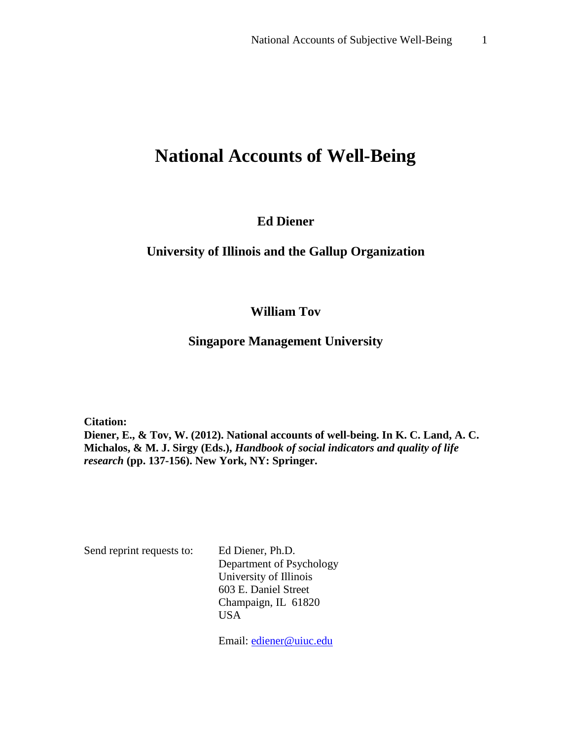# National Accounts of Well-Being

**Ed Diener**

**University of Illinois and the Gallup Organization**

**William Tov**

**Singapore Management University**

**Citation:**
**Diener, E., & Tov, W. (2012). National accounts of well-being. In K. C. Land, A. C. Michalos, & M. J. Sirgy (Eds.), *Handbook of social indicators and quality of life research* (pp. 137-156). New York, NY: Springer.**

Send reprint requests to: Ed Diener, Ph.D.
Department of Psychology
University of Illinois
603 E. Daniel Street
Champaign, IL 61820
USA

Email: [ediener@uiuc.edu](mailto:ediener@uiuc.edu)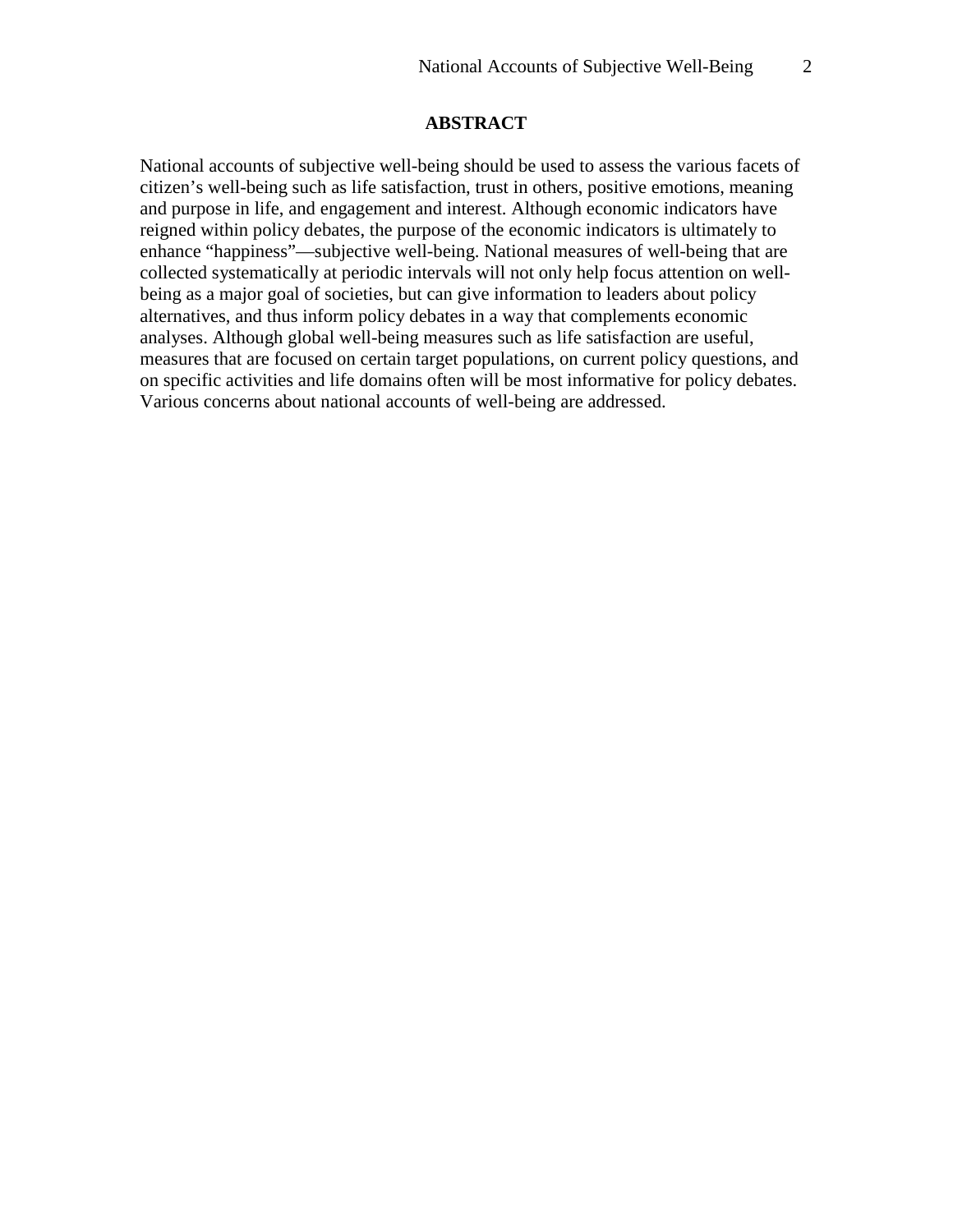## ABSTRACT

National accounts of subjective well-being should be used to assess the various facets of citizen's well-being such as life satisfaction, trust in others, positive emotions, meaning and purpose in life, and engagement and interest. Although economic indicators have reigned within policy debates, the purpose of the economic indicators is ultimately to enhance "happiness"—subjective well-being. National measures of well-being that are collected systematically at periodic intervals will not only help focus attention on well-being as a major goal of societies, but can give information to leaders about policy alternatives, and thus inform policy debates in a way that complements economic analyses. Although global well-being measures such as life satisfaction are useful, measures that are focused on certain target populations, on current policy questions, and on specific activities and life domains often will be most informative for policy debates. Various concerns about national accounts of well-being are addressed.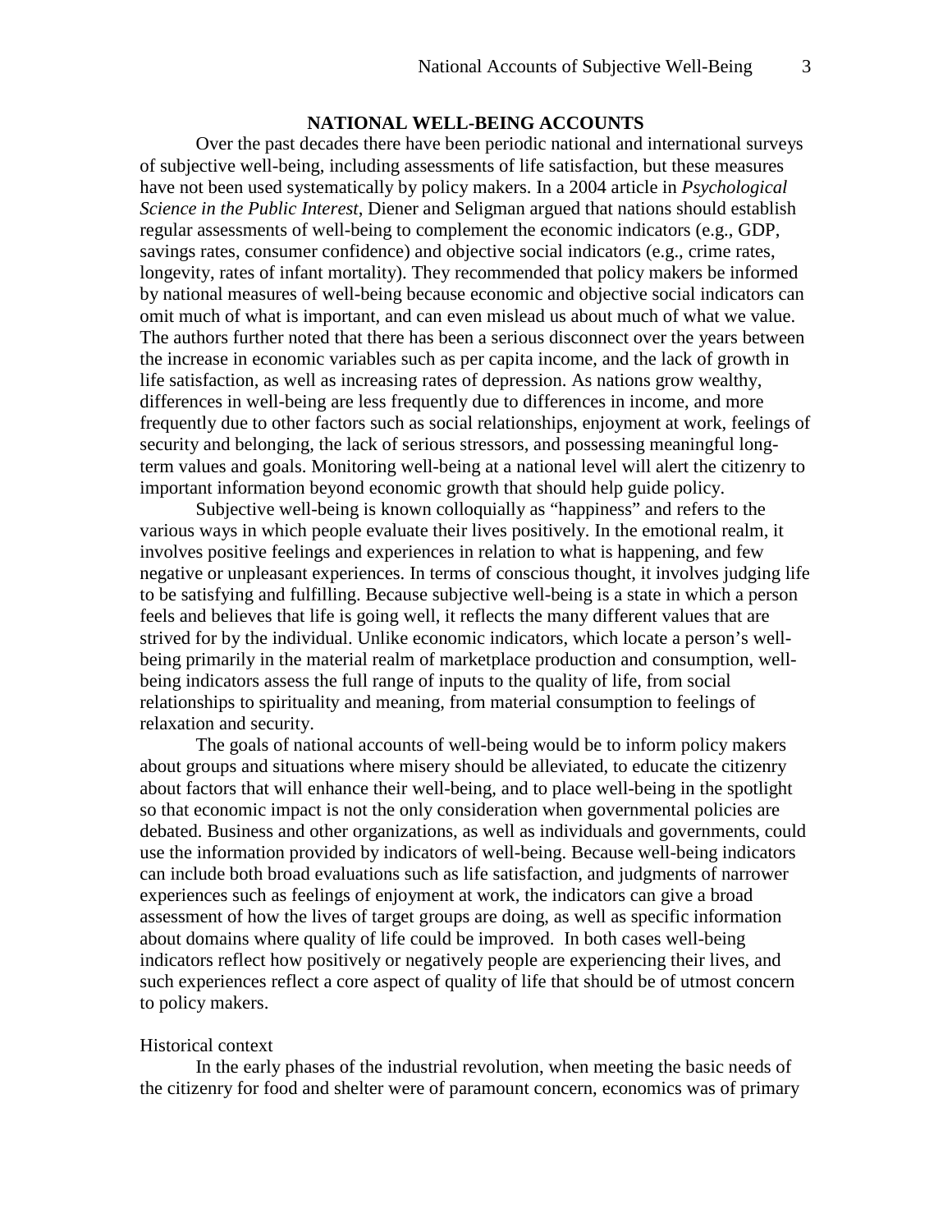## NATIONAL WELL-BEING ACCOUNTS

Over the past decades there have been periodic national and international surveys of subjective well-being, including assessments of life satisfaction, but these measures have not been used systematically by policy makers. In a 2004 article in *Psychological Science in the Public Interest*, Diener and Seligman argued that nations should establish regular assessments of well-being to complement the economic indicators (e.g., GDP, savings rates, consumer confidence) and objective social indicators (e.g., crime rates, longevity, rates of infant mortality). They recommended that policy makers be informed by national measures of well-being because economic and objective social indicators can omit much of what is important, and can even mislead us about much of what we value. The authors further noted that there has been a serious disconnect over the years between the increase in economic variables such as per capita income, and the lack of growth in life satisfaction, as well as increasing rates of depression. As nations grow wealthy, differences in well-being are less frequently due to differences in income, and more frequently due to other factors such as social relationships, enjoyment at work, feelings of security and belonging, the lack of serious stressors, and possessing meaningful long-term values and goals. Monitoring well-being at a national level will alert the citizenry to important information beyond economic growth that should help guide policy.

Subjective well-being is known colloquially as "happiness" and refers to the various ways in which people evaluate their lives positively. In the emotional realm, it involves positive feelings and experiences in relation to what is happening, and few negative or unpleasant experiences. In terms of conscious thought, it involves judging life to be satisfying and fulfilling. Because subjective well-being is a state in which a person feels and believes that life is going well, it reflects the many different values that are strived for by the individual. Unlike economic indicators, which locate a person's well-being primarily in the material realm of marketplace production and consumption, well-being indicators assess the full range of inputs to the quality of life, from social relationships to spirituality and meaning, from material consumption to feelings of relaxation and security.

The goals of national accounts of well-being would be to inform policy makers about groups and situations where misery should be alleviated, to educate the citizenry about factors that will enhance their well-being, and to place well-being in the spotlight so that economic impact is not the only consideration when governmental policies are debated. Business and other organizations, as well as individuals and governments, could use the information provided by indicators of well-being. Because well-being indicators can include both broad evaluations such as life satisfaction, and judgments of narrower experiences such as feelings of enjoyment at work, the indicators can give a broad assessment of how the lives of target groups are doing, as well as specific information about domains where quality of life could be improved. In both cases well-being indicators reflect how positively or negatively people are experiencing their lives, and such experiences reflect a core aspect of quality of life that should be of utmost concern to policy makers.

### Historical context

In the early phases of the industrial revolution, when meeting the basic needs of the citizenry for food and shelter were of paramount concern, economics was of primary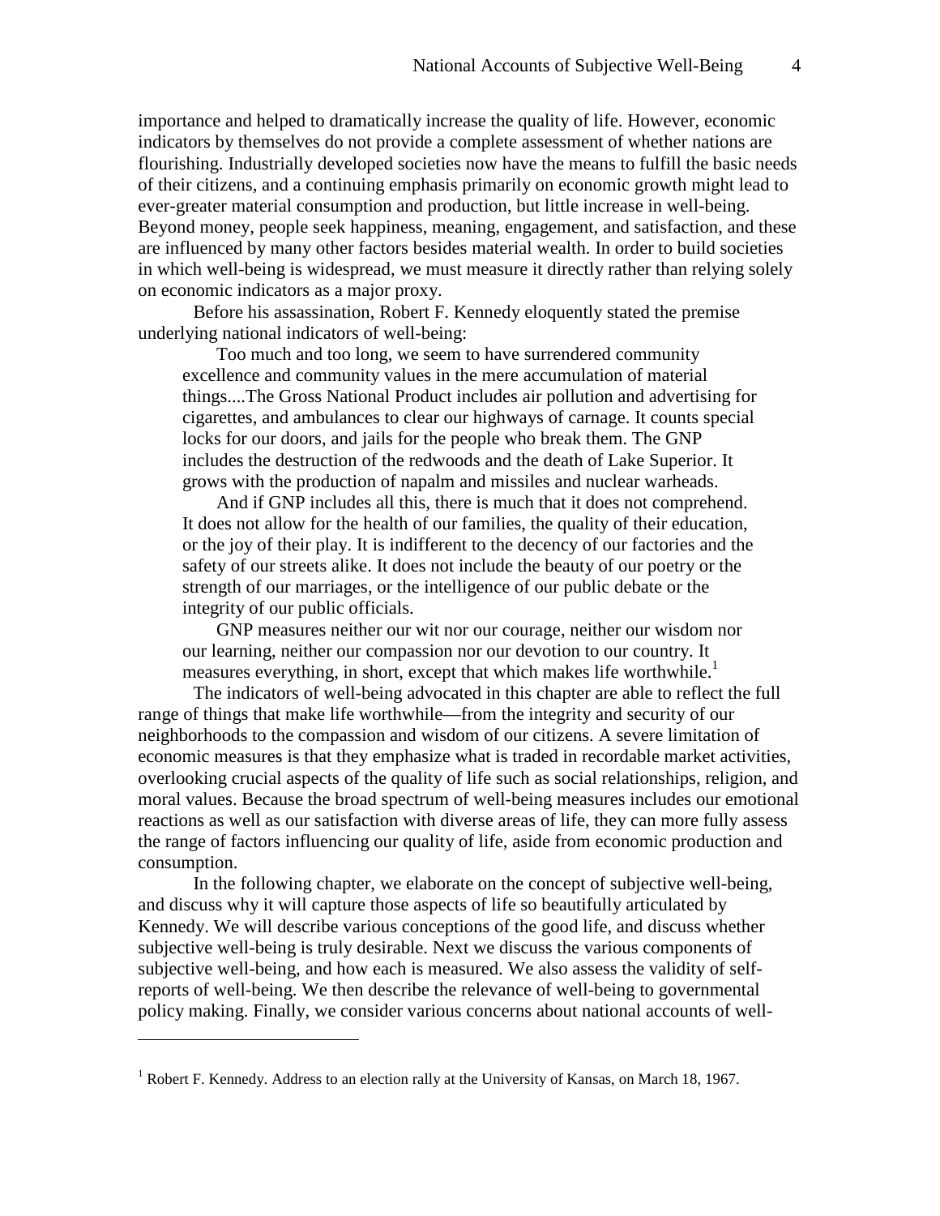importance and helped to dramatically increase the quality of life. However, economic indicators by themselves do not provide a complete assessment of whether nations are flourishing. Industrially developed societies now have the means to fulfill the basic needs of their citizens, and a continuing emphasis primarily on economic growth might lead to ever-greater material consumption and production, but little increase in well-being. Beyond money, people seek happiness, meaning, engagement, and satisfaction, and these are influenced by many other factors besides material wealth. In order to build societies in which well-being is widespread, we must measure it directly rather than relying solely on economic indicators as a major proxy.

Before his assassination, Robert F. Kennedy eloquently stated the premise underlying national indicators of well-being:

> Too much and too long, we seem to have surrendered community excellence and community values in the mere accumulation of material things....The Gross National Product includes air pollution and advertising for cigarettes, and ambulances to clear our highways of carnage. It counts special locks for our doors, and jails for the people who break them. The GNP includes the destruction of the redwoods and the death of Lake Superior. It grows with the production of napalm and missiles and nuclear warheads.
>
> And if GNP includes all this, there is much that it does not comprehend. It does not allow for the health of our families, the quality of their education, or the joy of their play. It is indifferent to the decency of our factories and the safety of our streets alike. It does not include the beauty of our poetry or the strength of our marriages, or the intelligence of our public debate or the integrity of our public officials.
>
> GNP measures neither our wit nor our courage, neither our wisdom nor our learning, neither our compassion nor our devotion to our country. It measures everything, in short, except that which makes life worthwhile.[1]

The indicators of well-being advocated in this chapter are able to reflect the full range of things that make life worthwhile—from the integrity and security of our neighborhoods to the compassion and wisdom of our citizens. A severe limitation of economic measures is that they emphasize what is traded in recordable market activities, overlooking crucial aspects of the quality of life such as social relationships, religion, and moral values. Because the broad spectrum of well-being measures includes our emotional reactions as well as our satisfaction with diverse areas of life, they can more fully assess the range of factors influencing our quality of life, aside from economic production and consumption.

In the following chapter, we elaborate on the concept of subjective well-being, and discuss why it will capture those aspects of life so beautifully articulated by Kennedy. We will describe various conceptions of the good life, and discuss whether subjective well-being is truly desirable. Next we discuss the various components of subjective well-being, and how each is measured. We also assess the validity of self-reports of well-being. We then describe the relevance of well-being to governmental policy making. Finally, we consider various concerns about national accounts of well-

---

[1] Robert F. Kennedy. Address to an election rally at the University of Kansas, on March 18, 1967.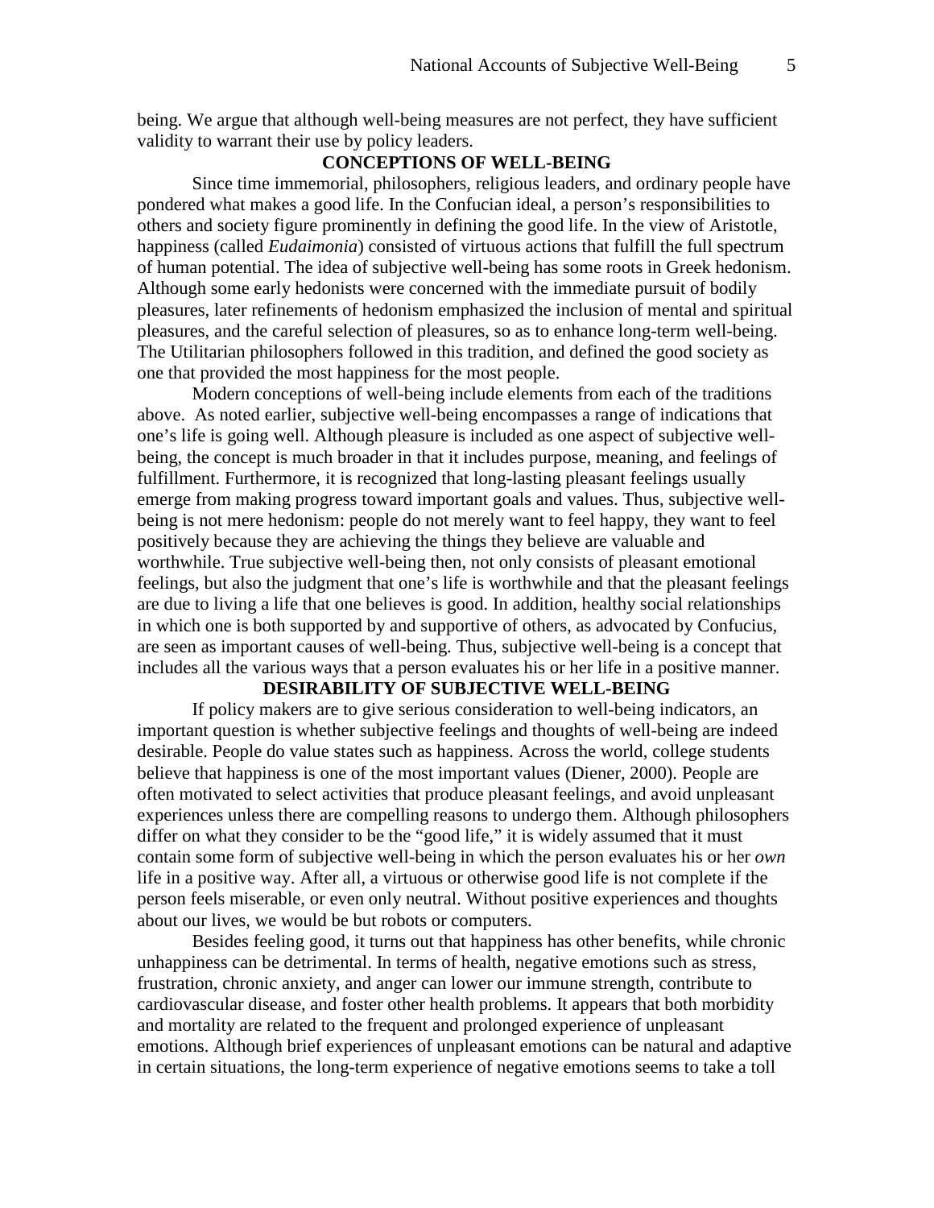being. We argue that although well-being measures are not perfect, they have sufficient validity to warrant their use by policy leaders.

## CONCEPTIONS OF WELL-BEING

Since time immemorial, philosophers, religious leaders, and ordinary people have pondered what makes a good life. In the Confucian ideal, a person's responsibilities to others and society figure prominently in defining the good life. In the view of Aristotle, happiness (called *Eudaimonia*) consisted of virtuous actions that fulfill the full spectrum of human potential. The idea of subjective well-being has some roots in Greek hedonism. Although some early hedonists were concerned with the immediate pursuit of bodily pleasures, later refinements of hedonism emphasized the inclusion of mental and spiritual pleasures, and the careful selection of pleasures, so as to enhance long-term well-being. The Utilitarian philosophers followed in this tradition, and defined the good society as one that provided the most happiness for the most people.

Modern conceptions of well-being include elements from each of the traditions above. As noted earlier, subjective well-being encompasses a range of indications that one's life is going well. Although pleasure is included as one aspect of subjective well-being, the concept is much broader in that it includes purpose, meaning, and feelings of fulfillment. Furthermore, it is recognized that long-lasting pleasant feelings usually emerge from making progress toward important goals and values. Thus, subjective well-being is not mere hedonism: people do not merely want to feel happy, they want to feel positively because they are achieving the things they believe are valuable and worthwhile. True subjective well-being then, not only consists of pleasant emotional feelings, but also the judgment that one's life is worthwhile and that the pleasant feelings are due to living a life that one believes is good. In addition, healthy social relationships in which one is both supported by and supportive of others, as advocated by Confucius, are seen as important causes of well-being. Thus, subjective well-being is a concept that includes all the various ways that a person evaluates his or her life in a positive manner.

## DESIRABILITY OF SUBJECTIVE WELL-BEING

If policy makers are to give serious consideration to well-being indicators, an important question is whether subjective feelings and thoughts of well-being are indeed desirable. People do value states such as happiness. Across the world, college students believe that happiness is one of the most important values (Diener, 2000). People are often motivated to select activities that produce pleasant feelings, and avoid unpleasant experiences unless there are compelling reasons to undergo them. Although philosophers differ on what they consider to be the "good life," it is widely assumed that it must contain some form of subjective well-being in which the person evaluates his or her *own* life in a positive way. After all, a virtuous or otherwise good life is not complete if the person feels miserable, or even only neutral. Without positive experiences and thoughts about our lives, we would be but robots or computers.

Besides feeling good, it turns out that happiness has other benefits, while chronic unhappiness can be detrimental. In terms of health, negative emotions such as stress, frustration, chronic anxiety, and anger can lower our immune strength, contribute to cardiovascular disease, and foster other health problems. It appears that both morbidity and mortality are related to the frequent and prolonged experience of unpleasant emotions. Although brief experiences of unpleasant emotions can be natural and adaptive in certain situations, the long-term experience of negative emotions seems to take a toll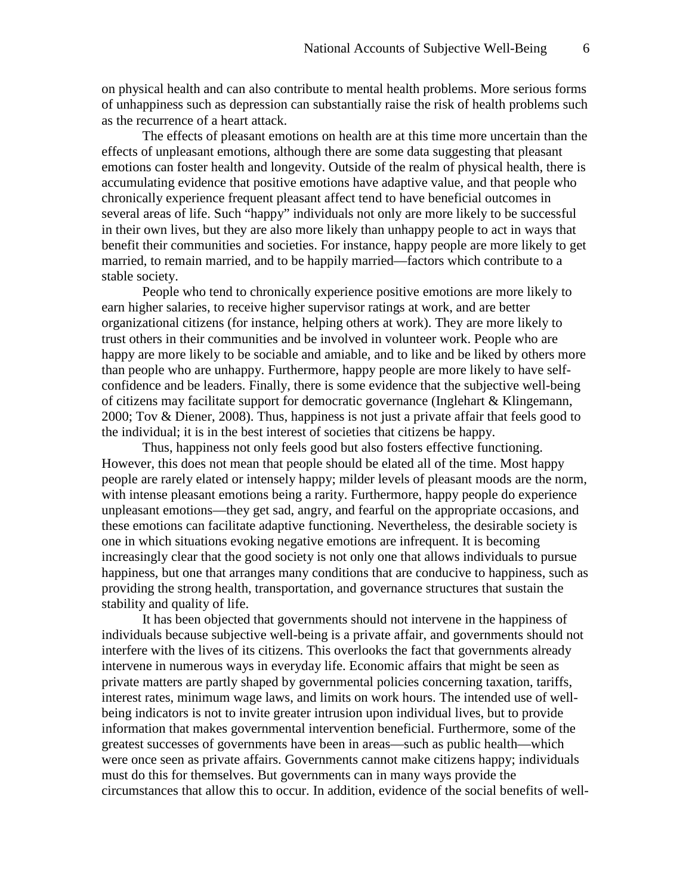on physical health and can also contribute to mental health problems. More serious forms of unhappiness such as depression can substantially raise the risk of health problems such as the recurrence of a heart attack.

The effects of pleasant emotions on health are at this time more uncertain than the effects of unpleasant emotions, although there are some data suggesting that pleasant emotions can foster health and longevity. Outside of the realm of physical health, there is accumulating evidence that positive emotions have adaptive value, and that people who chronically experience frequent pleasant affect tend to have beneficial outcomes in several areas of life. Such "happy" individuals not only are more likely to be successful in their own lives, but they are also more likely than unhappy people to act in ways that benefit their communities and societies. For instance, happy people are more likely to get married, to remain married, and to be happily married—factors which contribute to a stable society.

People who tend to chronically experience positive emotions are more likely to earn higher salaries, to receive higher supervisor ratings at work, and are better organizational citizens (for instance, helping others at work). They are more likely to trust others in their communities and be involved in volunteer work. People who are happy are more likely to be sociable and amiable, and to like and be liked by others more than people who are unhappy. Furthermore, happy people are more likely to have self-confidence and be leaders. Finally, there is some evidence that the subjective well-being of citizens may facilitate support for democratic governance (Inglehart & Klingemann, 2000; Tov & Diener, 2008). Thus, happiness is not just a private affair that feels good to the individual; it is in the best interest of societies that citizens be happy.

Thus, happiness not only feels good but also fosters effective functioning. However, this does not mean that people should be elated all of the time. Most happy people are rarely elated or intensely happy; milder levels of pleasant moods are the norm, with intense pleasant emotions being a rarity. Furthermore, happy people do experience unpleasant emotions—they get sad, angry, and fearful on the appropriate occasions, and these emotions can facilitate adaptive functioning. Nevertheless, the desirable society is one in which situations evoking negative emotions are infrequent. It is becoming increasingly clear that the good society is not only one that allows individuals to pursue happiness, but one that arranges many conditions that are conducive to happiness, such as providing the strong health, transportation, and governance structures that sustain the stability and quality of life.

It has been objected that governments should not intervene in the happiness of individuals because subjective well-being is a private affair, and governments should not interfere with the lives of its citizens. This overlooks the fact that governments already intervene in numerous ways in everyday life. Economic affairs that might be seen as private matters are partly shaped by governmental policies concerning taxation, tariffs, interest rates, minimum wage laws, and limits on work hours. The intended use of well-being indicators is not to invite greater intrusion upon individual lives, but to provide information that makes governmental intervention beneficial. Furthermore, some of the greatest successes of governments have been in areas—such as public health—which were once seen as private affairs. Governments cannot make citizens happy; individuals must do this for themselves. But governments can in many ways provide the circumstances that allow this to occur. In addition, evidence of the social benefits of well-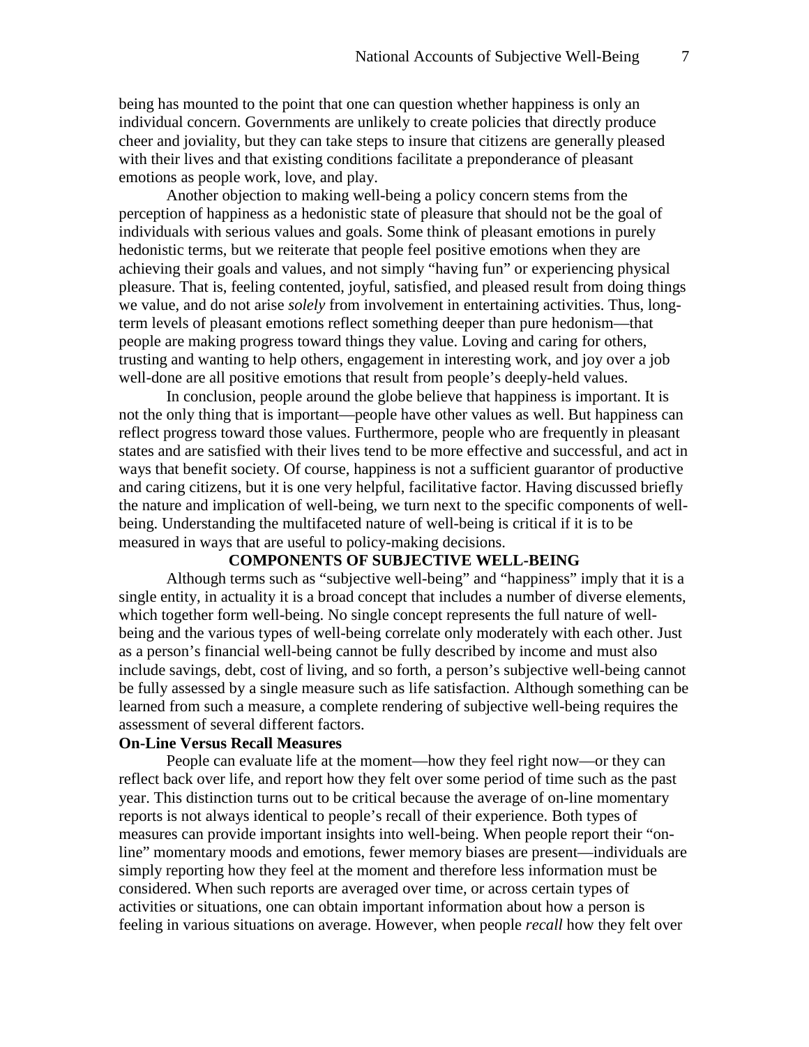being has mounted to the point that one can question whether happiness is only an individual concern. Governments are unlikely to create policies that directly produce cheer and joviality, but they can take steps to insure that citizens are generally pleased with their lives and that existing conditions facilitate a preponderance of pleasant emotions as people work, love, and play.

Another objection to making well-being a policy concern stems from the perception of happiness as a hedonistic state of pleasure that should not be the goal of individuals with serious values and goals. Some think of pleasant emotions in purely hedonistic terms, but we reiterate that people feel positive emotions when they are achieving their goals and values, and not simply "having fun" or experiencing physical pleasure. That is, feeling contented, joyful, satisfied, and pleased result from doing things we value, and do not arise *solely* from involvement in entertaining activities. Thus, long-term levels of pleasant emotions reflect something deeper than pure hedonism—that people are making progress toward things they value. Loving and caring for others, trusting and wanting to help others, engagement in interesting work, and joy over a job well-done are all positive emotions that result from people's deeply-held values.

In conclusion, people around the globe believe that happiness is important. It is not the only thing that is important—people have other values as well. But happiness can reflect progress toward those values. Furthermore, people who are frequently in pleasant states and are satisfied with their lives tend to be more effective and successful, and act in ways that benefit society. Of course, happiness is not a sufficient guarantor of productive and caring citizens, but it is one very helpful, facilitative factor. Having discussed briefly the nature and implication of well-being, we turn next to the specific components of well-being. Understanding the multifaceted nature of well-being is critical if it is to be measured in ways that are useful to policy-making decisions.

## COMPONENTS OF SUBJECTIVE WELL-BEING

Although terms such as "subjective well-being" and "happiness" imply that it is a single entity, in actuality it is a broad concept that includes a number of diverse elements, which together form well-being. No single concept represents the full nature of well-being and the various types of well-being correlate only moderately with each other. Just as a person's financial well-being cannot be fully described by income and must also include savings, debt, cost of living, and so forth, a person's subjective well-being cannot be fully assessed by a single measure such as life satisfaction. Although something can be learned from such a measure, a complete rendering of subjective well-being requires the assessment of several different factors.

### On-Line Versus Recall Measures

People can evaluate life at the moment—how they feel right now—or they can reflect back over life, and report how they felt over some period of time such as the past year. This distinction turns out to be critical because the average of on-line momentary reports is not always identical to people's recall of their experience. Both types of measures can provide important insights into well-being. When people report their "on-line" momentary moods and emotions, fewer memory biases are present—individuals are simply reporting how they feel at the moment and therefore less information must be considered. When such reports are averaged over time, or across certain types of activities or situations, one can obtain important information about how a person is feeling in various situations on average. However, when people *recall* how they felt over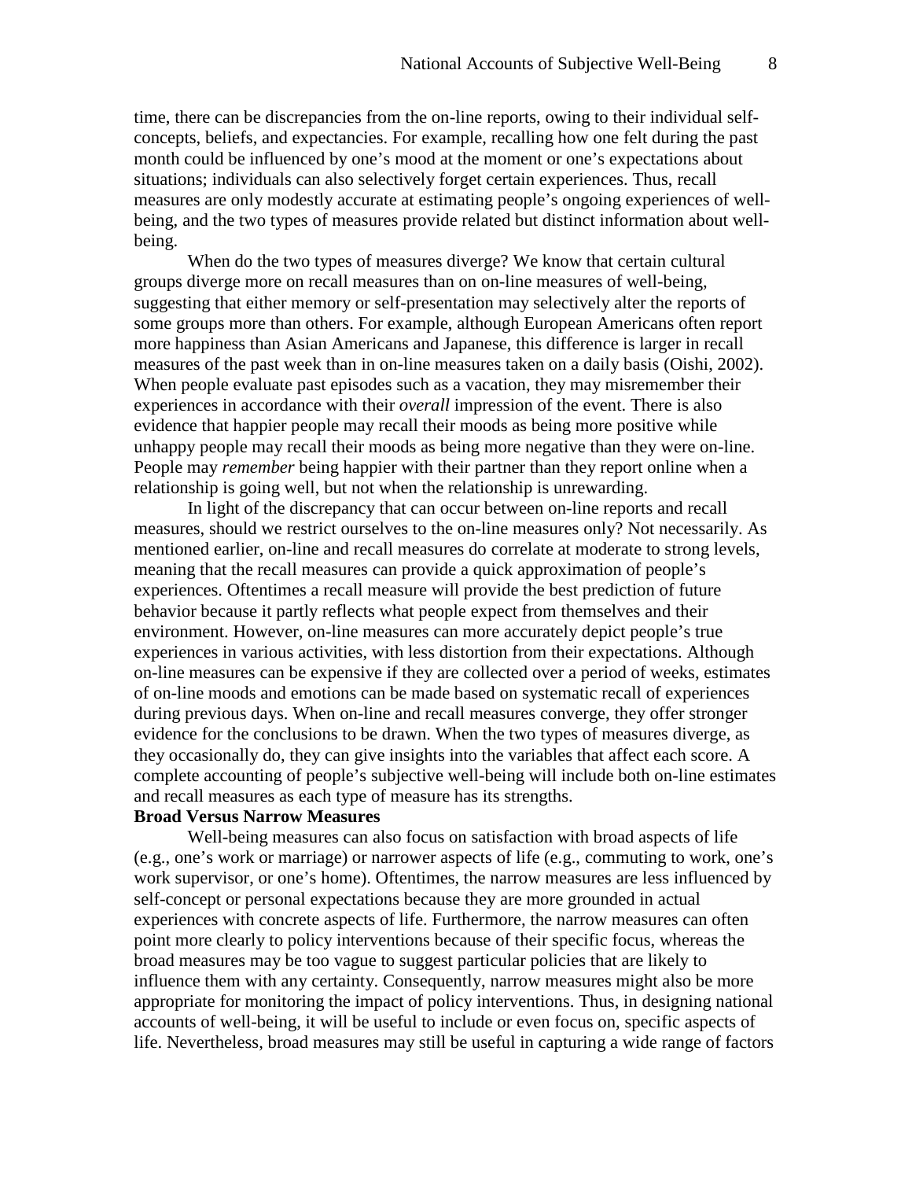time, there can be discrepancies from the on-line reports, owing to their individual self-concepts, beliefs, and expectancies. For example, recalling how one felt during the past month could be influenced by one's mood at the moment or one's expectations about situations; individuals can also selectively forget certain experiences. Thus, recall measures are only modestly accurate at estimating people's ongoing experiences of well-being, and the two types of measures provide related but distinct information about well-being.

When do the two types of measures diverge? We know that certain cultural groups diverge more on recall measures than on on-line measures of well-being, suggesting that either memory or self-presentation may selectively alter the reports of some groups more than others. For example, although European Americans often report more happiness than Asian Americans and Japanese, this difference is larger in recall measures of the past week than in on-line measures taken on a daily basis (Oishi, 2002). When people evaluate past episodes such as a vacation, they may misremember their experiences in accordance with their *overall* impression of the event. There is also evidence that happier people may recall their moods as being more positive while unhappy people may recall their moods as being more negative than they were on-line. People may *remember* being happier with their partner than they report online when a relationship is going well, but not when the relationship is unrewarding.

In light of the discrepancy that can occur between on-line reports and recall measures, should we restrict ourselves to the on-line measures only? Not necessarily. As mentioned earlier, on-line and recall measures do correlate at moderate to strong levels, meaning that the recall measures can provide a quick approximation of people's experiences. Oftentimes a recall measure will provide the best prediction of future behavior because it partly reflects what people expect from themselves and their environment. However, on-line measures can more accurately depict people's true experiences in various activities, with less distortion from their expectations. Although on-line measures can be expensive if they are collected over a period of weeks, estimates of on-line moods and emotions can be made based on systematic recall of experiences during previous days. When on-line and recall measures converge, they offer stronger evidence for the conclusions to be drawn. When the two types of measures diverge, as they occasionally do, they can give insights into the variables that affect each score. A complete accounting of people's subjective well-being will include both on-line estimates and recall measures as each type of measure has its strengths.

**Broad Versus Narrow Measures**

Well-being measures can also focus on satisfaction with broad aspects of life (e.g., one's work or marriage) or narrower aspects of life (e.g., commuting to work, one's work supervisor, or one's home). Oftentimes, the narrow measures are less influenced by self-concept or personal expectations because they are more grounded in actual experiences with concrete aspects of life. Furthermore, the narrow measures can often point more clearly to policy interventions because of their specific focus, whereas the broad measures may be too vague to suggest particular policies that are likely to influence them with any certainty. Consequently, narrow measures might also be more appropriate for monitoring the impact of policy interventions. Thus, in designing national accounts of well-being, it will be useful to include or even focus on, specific aspects of life. Nevertheless, broad measures may still be useful in capturing a wide range of factors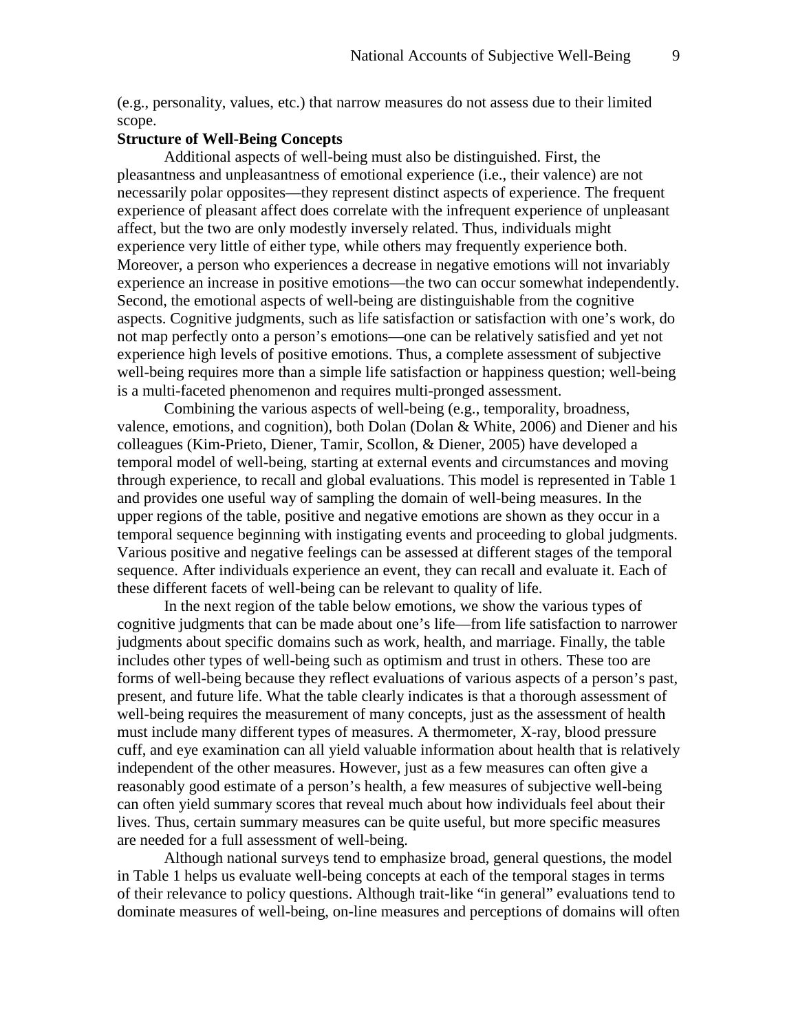(e.g., personality, values, etc.) that narrow measures do not assess due to their limited scope.

**Structure of Well-Being Concepts**

Additional aspects of well-being must also be distinguished. First, the pleasantness and unpleasantness of emotional experience (i.e., their valence) are not necessarily polar opposites—they represent distinct aspects of experience. The frequent experience of pleasant affect does correlate with the infrequent experience of unpleasant affect, but the two are only modestly inversely related. Thus, individuals might experience very little of either type, while others may frequently experience both. Moreover, a person who experiences a decrease in negative emotions will not invariably experience an increase in positive emotions—the two can occur somewhat independently. Second, the emotional aspects of well-being are distinguishable from the cognitive aspects. Cognitive judgments, such as life satisfaction or satisfaction with one's work, do not map perfectly onto a person's emotions—one can be relatively satisfied and yet not experience high levels of positive emotions. Thus, a complete assessment of subjective well-being requires more than a simple life satisfaction or happiness question; well-being is a multi-faceted phenomenon and requires multi-pronged assessment.

Combining the various aspects of well-being (e.g., temporality, broadness, valence, emotions, and cognition), both Dolan (Dolan & White, 2006) and Diener and his colleagues (Kim-Prieto, Diener, Tamir, Scollon, & Diener, 2005) have developed a temporal model of well-being, starting at external events and circumstances and moving through experience, to recall and global evaluations. This model is represented in Table 1 and provides one useful way of sampling the domain of well-being measures. In the upper regions of the table, positive and negative emotions are shown as they occur in a temporal sequence beginning with instigating events and proceeding to global judgments. Various positive and negative feelings can be assessed at different stages of the temporal sequence. After individuals experience an event, they can recall and evaluate it. Each of these different facets of well-being can be relevant to quality of life.

In the next region of the table below emotions, we show the various types of cognitive judgments that can be made about one's life—from life satisfaction to narrower judgments about specific domains such as work, health, and marriage. Finally, the table includes other types of well-being such as optimism and trust in others. These too are forms of well-being because they reflect evaluations of various aspects of a person's past, present, and future life. What the table clearly indicates is that a thorough assessment of well-being requires the measurement of many concepts, just as the assessment of health must include many different types of measures. A thermometer, X-ray, blood pressure cuff, and eye examination can all yield valuable information about health that is relatively independent of the other measures. However, just as a few measures can often give a reasonably good estimate of a person's health, a few measures of subjective well-being can often yield summary scores that reveal much about how individuals feel about their lives. Thus, certain summary measures can be quite useful, but more specific measures are needed for a full assessment of well-being.

Although national surveys tend to emphasize broad, general questions, the model in Table 1 helps us evaluate well-being concepts at each of the temporal stages in terms of their relevance to policy questions. Although trait-like "in general" evaluations tend to dominate measures of well-being, on-line measures and perceptions of domains will often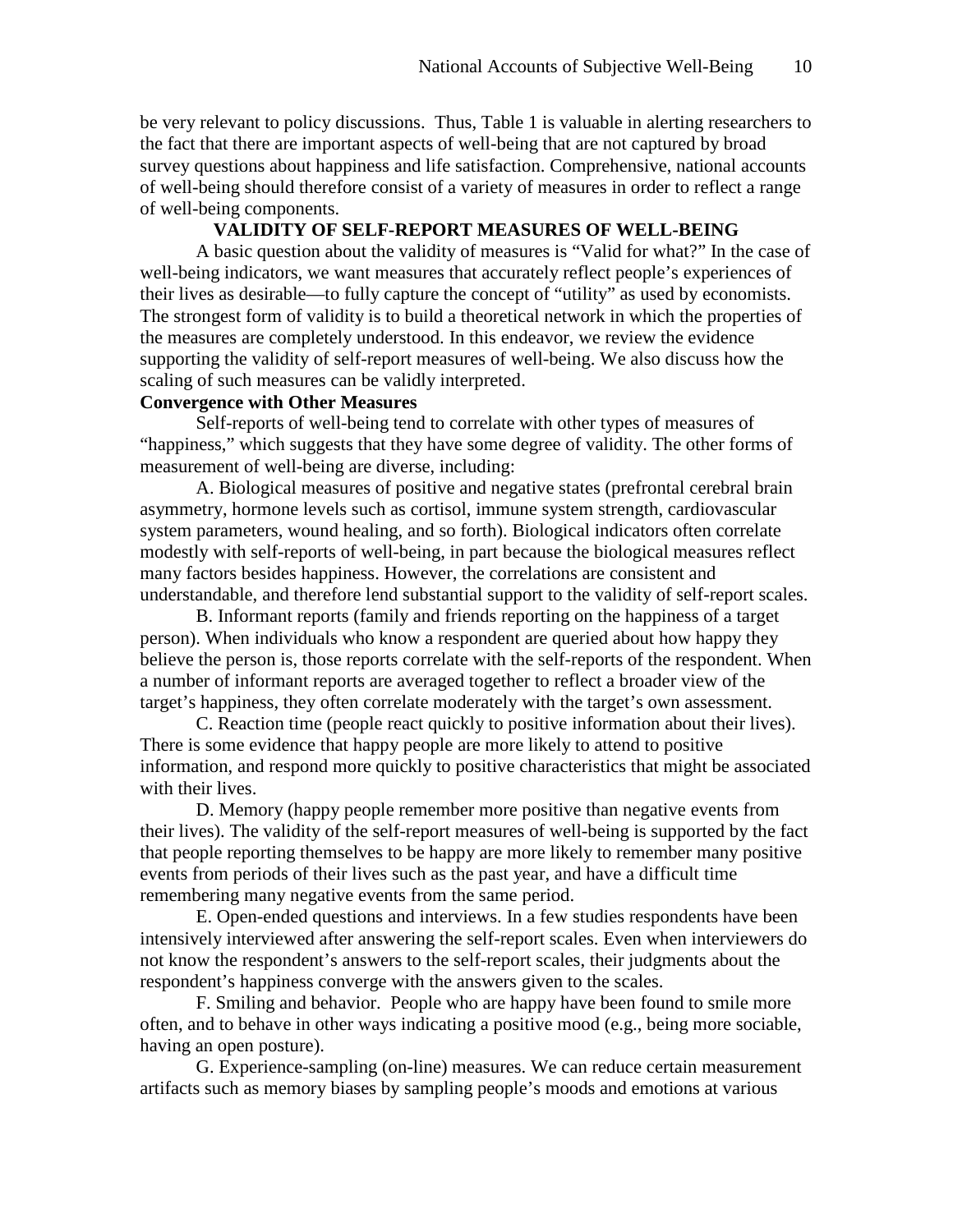be very relevant to policy discussions. Thus, Table 1 is valuable in alerting researchers to the fact that there are important aspects of well-being that are not captured by broad survey questions about happiness and life satisfaction. Comprehensive, national accounts of well-being should therefore consist of a variety of measures in order to reflect a range of well-being components.

## VALIDITY OF SELF-REPORT MEASURES OF WELL-BEING

A basic question about the validity of measures is "Valid for what?" In the case of well-being indicators, we want measures that accurately reflect people's experiences of their lives as desirable—to fully capture the concept of "utility" as used by economists. The strongest form of validity is to build a theoretical network in which the properties of the measures are completely understood. In this endeavor, we review the evidence supporting the validity of self-report measures of well-being. We also discuss how the scaling of such measures can be validly interpreted.

### Convergence with Other Measures

Self-reports of well-being tend to correlate with other types of measures of "happiness," which suggests that they have some degree of validity. The other forms of measurement of well-being are diverse, including:

A. Biological measures of positive and negative states (prefrontal cerebral brain asymmetry, hormone levels such as cortisol, immune system strength, cardiovascular system parameters, wound healing, and so forth). Biological indicators often correlate modestly with self-reports of well-being, in part because the biological measures reflect many factors besides happiness. However, the correlations are consistent and understandable, and therefore lend substantial support to the validity of self-report scales.

B. Informant reports (family and friends reporting on the happiness of a target person). When individuals who know a respondent are queried about how happy they believe the person is, those reports correlate with the self-reports of the respondent. When a number of informant reports are averaged together to reflect a broader view of the target's happiness, they often correlate moderately with the target's own assessment.

C. Reaction time (people react quickly to positive information about their lives). There is some evidence that happy people are more likely to attend to positive information, and respond more quickly to positive characteristics that might be associated with their lives.

D. Memory (happy people remember more positive than negative events from their lives). The validity of the self-report measures of well-being is supported by the fact that people reporting themselves to be happy are more likely to remember many positive events from periods of their lives such as the past year, and have a difficult time remembering many negative events from the same period.

E. Open-ended questions and interviews. In a few studies respondents have been intensively interviewed after answering the self-report scales. Even when interviewers do not know the respondent's answers to the self-report scales, their judgments about the respondent's happiness converge with the answers given to the scales.

F. Smiling and behavior. People who are happy have been found to smile more often, and to behave in other ways indicating a positive mood (e.g., being more sociable, having an open posture).

G. Experience-sampling (on-line) measures. We can reduce certain measurement artifacts such as memory biases by sampling people's moods and emotions at various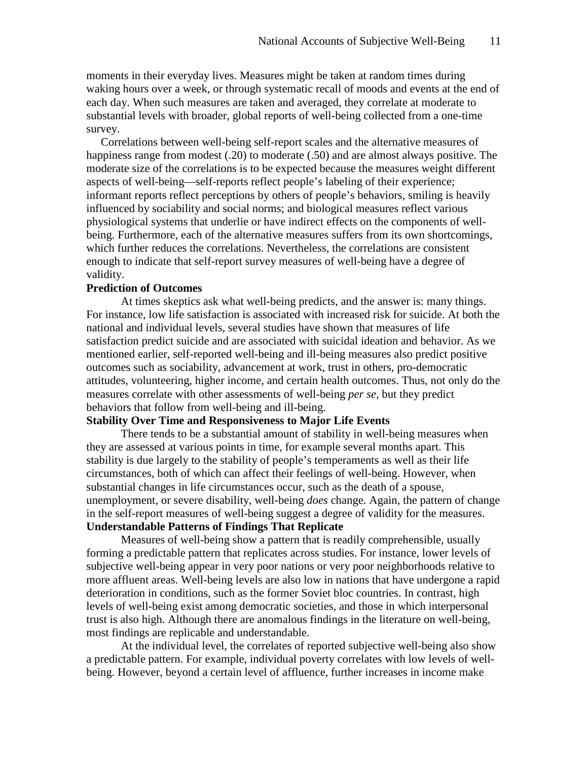moments in their everyday lives. Measures might be taken at random times during waking hours over a week, or through systematic recall of moods and events at the end of each day. When such measures are taken and averaged, they correlate at moderate to substantial levels with broader, global reports of well-being collected from a one-time survey.

Correlations between well-being self-report scales and the alternative measures of happiness range from modest (.20) to moderate (.50) and are almost always positive. The moderate size of the correlations is to be expected because the measures weight different aspects of well-being—self-reports reflect people's labeling of their experience; informant reports reflect perceptions by others of people's behaviors, smiling is heavily influenced by sociability and social norms; and biological measures reflect various physiological systems that underlie or have indirect effects on the components of well-being. Furthermore, each of the alternative measures suffers from its own shortcomings, which further reduces the correlations. Nevertheless, the correlations are consistent enough to indicate that self-report survey measures of well-being have a degree of validity.

**Prediction of Outcomes**

At times skeptics ask what well-being predicts, and the answer is: many things. For instance, low life satisfaction is associated with increased risk for suicide. At both the national and individual levels, several studies have shown that measures of life satisfaction predict suicide and are associated with suicidal ideation and behavior. As we mentioned earlier, self-reported well-being and ill-being measures also predict positive outcomes such as sociability, advancement at work, trust in others, pro-democratic attitudes, volunteering, higher income, and certain health outcomes. Thus, not only do the measures correlate with other assessments of well-being *per se*, but they predict behaviors that follow from well-being and ill-being.

**Stability Over Time and Responsiveness to Major Life Events**

There tends to be a substantial amount of stability in well-being measures when they are assessed at various points in time, for example several months apart. This stability is due largely to the stability of people's temperaments as well as their life circumstances, both of which can affect their feelings of well-being. However, when substantial changes in life circumstances occur, such as the death of a spouse, unemployment, or severe disability, well-being *does* change. Again, the pattern of change in the self-report measures of well-being suggest a degree of validity for the measures.

**Understandable Patterns of Findings That Replicate**

Measures of well-being show a pattern that is readily comprehensible, usually forming a predictable pattern that replicates across studies. For instance, lower levels of subjective well-being appear in very poor nations or very poor neighborhoods relative to more affluent areas. Well-being levels are also low in nations that have undergone a rapid deterioration in conditions, such as the former Soviet bloc countries. In contrast, high levels of well-being exist among democratic societies, and those in which interpersonal trust is also high. Although there are anomalous findings in the literature on well-being, most findings are replicable and understandable.

At the individual level, the correlates of reported subjective well-being also show a predictable pattern. For example, individual poverty correlates with low levels of well-being. However, beyond a certain level of affluence, further increases in income make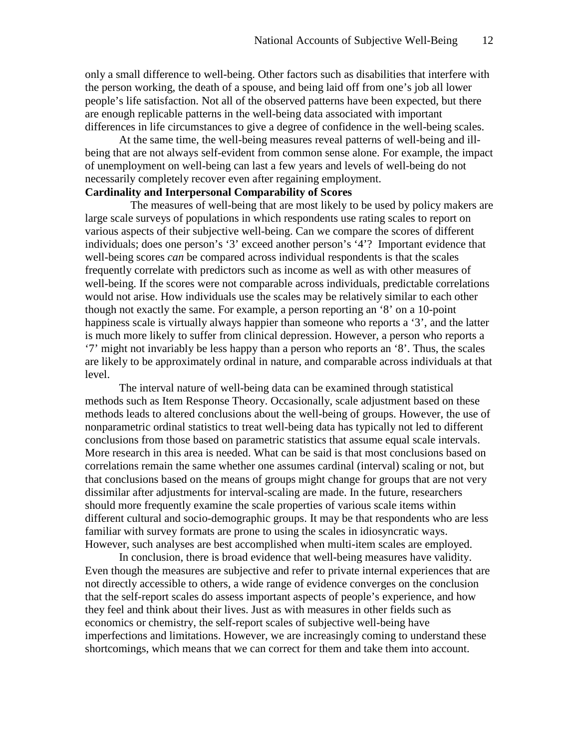only a small difference to well-being. Other factors such as disabilities that interfere with the person working, the death of a spouse, and being laid off from one's job all lower people's life satisfaction. Not all of the observed patterns have been expected, but there are enough replicable patterns in the well-being data associated with important differences in life circumstances to give a degree of confidence in the well-being scales.

At the same time, the well-being measures reveal patterns of well-being and ill-being that are not always self-evident from common sense alone. For example, the impact of unemployment on well-being can last a few years and levels of well-being do not necessarily completely recover even after regaining employment.

**Cardinality and Interpersonal Comparability of Scores**

The measures of well-being that are most likely to be used by policy makers are large scale surveys of populations in which respondents use rating scales to report on various aspects of their subjective well-being. Can we compare the scores of different individuals; does one person's '3' exceed another person's '4'? Important evidence that well-being scores *can* be compared across individual respondents is that the scales frequently correlate with predictors such as income as well as with other measures of well-being. If the scores were not comparable across individuals, predictable correlations would not arise. How individuals use the scales may be relatively similar to each other though not exactly the same. For example, a person reporting an '8' on a 10-point happiness scale is virtually always happier than someone who reports a '3', and the latter is much more likely to suffer from clinical depression. However, a person who reports a '7' might not invariably be less happy than a person who reports an '8'. Thus, the scales are likely to be approximately ordinal in nature, and comparable across individuals at that level.

The interval nature of well-being data can be examined through statistical methods such as Item Response Theory. Occasionally, scale adjustment based on these methods leads to altered conclusions about the well-being of groups. However, the use of nonparametric ordinal statistics to treat well-being data has typically not led to different conclusions from those based on parametric statistics that assume equal scale intervals. More research in this area is needed. What can be said is that most conclusions based on correlations remain the same whether one assumes cardinal (interval) scaling or not, but that conclusions based on the means of groups might change for groups that are not very dissimilar after adjustments for interval-scaling are made. In the future, researchers should more frequently examine the scale properties of various scale items within different cultural and socio-demographic groups. It may be that respondents who are less familiar with survey formats are prone to using the scales in idiosyncratic ways. However, such analyses are best accomplished when multi-item scales are employed.

In conclusion, there is broad evidence that well-being measures have validity. Even though the measures are subjective and refer to private internal experiences that are not directly accessible to others, a wide range of evidence converges on the conclusion that the self-report scales do assess important aspects of people's experience, and how they feel and think about their lives. Just as with measures in other fields such as economics or chemistry, the self-report scales of subjective well-being have imperfections and limitations. However, we are increasingly coming to understand these shortcomings, which means that we can correct for them and take them into account.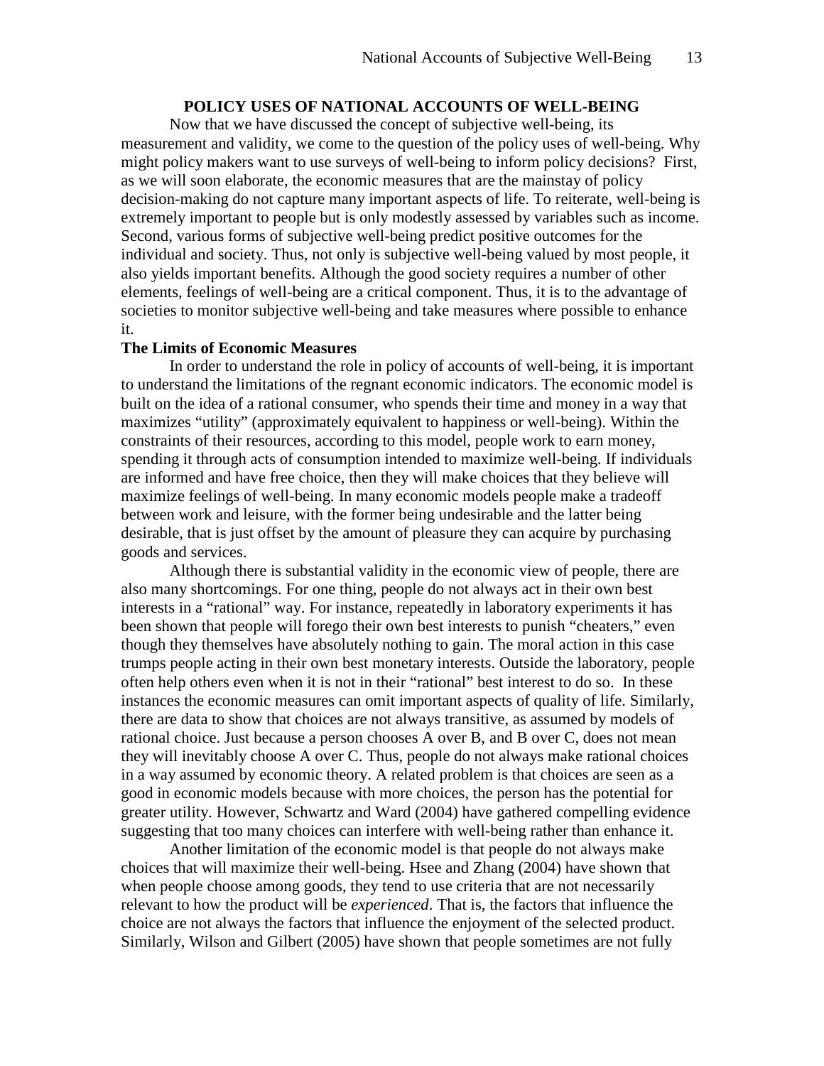## POLICY USES OF NATIONAL ACCOUNTS OF WELL-BEING

Now that we have discussed the concept of subjective well-being, its measurement and validity, we come to the question of the policy uses of well-being. Why might policy makers want to use surveys of well-being to inform policy decisions? First, as we will soon elaborate, the economic measures that are the mainstay of policy decision-making do not capture many important aspects of life. To reiterate, well-being is extremely important to people but is only modestly assessed by variables such as income. Second, various forms of subjective well-being predict positive outcomes for the individual and society. Thus, not only is subjective well-being valued by most people, it also yields important benefits. Although the good society requires a number of other elements, feelings of well-being are a critical component. Thus, it is to the advantage of societies to monitor subjective well-being and take measures where possible to enhance it.

### The Limits of Economic Measures

In order to understand the role in policy of accounts of well-being, it is important to understand the limitations of the regnant economic indicators. The economic model is built on the idea of a rational consumer, who spends their time and money in a way that maximizes "utility" (approximately equivalent to happiness or well-being). Within the constraints of their resources, according to this model, people work to earn money, spending it through acts of consumption intended to maximize well-being. If individuals are informed and have free choice, then they will make choices that they believe will maximize feelings of well-being. In many economic models people make a tradeoff between work and leisure, with the former being undesirable and the latter being desirable, that is just offset by the amount of pleasure they can acquire by purchasing goods and services.

Although there is substantial validity in the economic view of people, there are also many shortcomings. For one thing, people do not always act in their own best interests in a "rational" way. For instance, repeatedly in laboratory experiments it has been shown that people will forego their own best interests to punish "cheaters," even though they themselves have absolutely nothing to gain. The moral action in this case trumps people acting in their own best monetary interests. Outside the laboratory, people often help others even when it is not in their "rational" best interest to do so. In these instances the economic measures can omit important aspects of quality of life. Similarly, there are data to show that choices are not always transitive, as assumed by models of rational choice. Just because a person chooses A over B, and B over C, does not mean they will inevitably choose A over C. Thus, people do not always make rational choices in a way assumed by economic theory. A related problem is that choices are seen as a good in economic models because with more choices, the person has the potential for greater utility. However, Schwartz and Ward (2004) have gathered compelling evidence suggesting that too many choices can interfere with well-being rather than enhance it.

Another limitation of the economic model is that people do not always make choices that will maximize their well-being. Hsee and Zhang (2004) have shown that when people choose among goods, they tend to use criteria that are not necessarily relevant to how the product will be *experienced*. That is, the factors that influence the choice are not always the factors that influence the enjoyment of the selected product. Similarly, Wilson and Gilbert (2005) have shown that people sometimes are not fully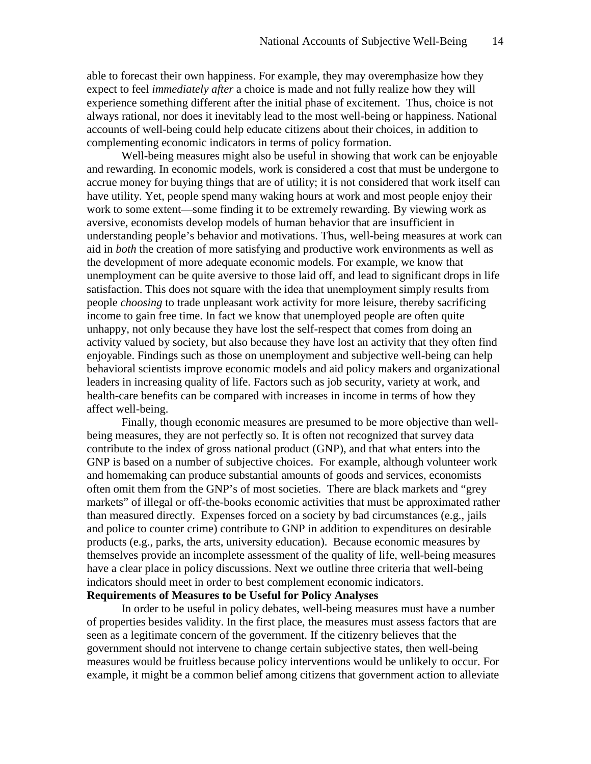able to forecast their own happiness. For example, they may overemphasize how they expect to feel *immediately after* a choice is made and not fully realize how they will experience something different after the initial phase of excitement. Thus, choice is not always rational, nor does it inevitably lead to the most well-being or happiness. National accounts of well-being could help educate citizens about their choices, in addition to complementing economic indicators in terms of policy formation.

Well-being measures might also be useful in showing that work can be enjoyable and rewarding. In economic models, work is considered a cost that must be undergone to accrue money for buying things that are of utility; it is not considered that work itself can have utility. Yet, people spend many waking hours at work and most people enjoy their work to some extent—some finding it to be extremely rewarding. By viewing work as aversive, economists develop models of human behavior that are insufficient in understanding people's behavior and motivations. Thus, well-being measures at work can aid in *both* the creation of more satisfying and productive work environments as well as the development of more adequate economic models. For example, we know that unemployment can be quite aversive to those laid off, and lead to significant drops in life satisfaction. This does not square with the idea that unemployment simply results from people *choosing* to trade unpleasant work activity for more leisure, thereby sacrificing income to gain free time. In fact we know that unemployed people are often quite unhappy, not only because they have lost the self-respect that comes from doing an activity valued by society, but also because they have lost an activity that they often find enjoyable. Findings such as those on unemployment and subjective well-being can help behavioral scientists improve economic models and aid policy makers and organizational leaders in increasing quality of life. Factors such as job security, variety at work, and health-care benefits can be compared with increases in income in terms of how they affect well-being.

Finally, though economic measures are presumed to be more objective than well-being measures, they are not perfectly so. It is often not recognized that survey data contribute to the index of gross national product (GNP), and that what enters into the GNP is based on a number of subjective choices. For example, although volunteer work and homemaking can produce substantial amounts of goods and services, economists often omit them from the GNP's of most societies. There are black markets and "grey markets" of illegal or off-the-books economic activities that must be approximated rather than measured directly. Expenses forced on a society by bad circumstances (e.g., jails and police to counter crime) contribute to GNP in addition to expenditures on desirable products (e.g., parks, the arts, university education). Because economic measures by themselves provide an incomplete assessment of the quality of life, well-being measures have a clear place in policy discussions. Next we outline three criteria that well-being indicators should meet in order to best complement economic indicators.

**Requirements of Measures to be Useful for Policy Analyses**

In order to be useful in policy debates, well-being measures must have a number of properties besides validity. In the first place, the measures must assess factors that are seen as a legitimate concern of the government. If the citizenry believes that the government should not intervene to change certain subjective states, then well-being measures would be fruitless because policy interventions would be unlikely to occur. For example, it might be a common belief among citizens that government action to alleviate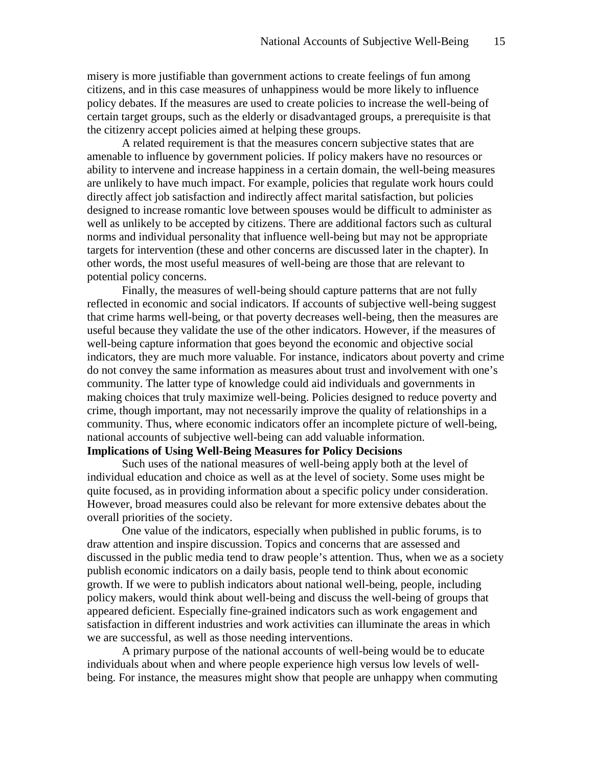misery is more justifiable than government actions to create feelings of fun among citizens, and in this case measures of unhappiness would be more likely to influence policy debates. If the measures are used to create policies to increase the well-being of certain target groups, such as the elderly or disadvantaged groups, a prerequisite is that the citizenry accept policies aimed at helping these groups.

A related requirement is that the measures concern subjective states that are amenable to influence by government policies. If policy makers have no resources or ability to intervene and increase happiness in a certain domain, the well-being measures are unlikely to have much impact. For example, policies that regulate work hours could directly affect job satisfaction and indirectly affect marital satisfaction, but policies designed to increase romantic love between spouses would be difficult to administer as well as unlikely to be accepted by citizens. There are additional factors such as cultural norms and individual personality that influence well-being but may not be appropriate targets for intervention (these and other concerns are discussed later in the chapter). In other words, the most useful measures of well-being are those that are relevant to potential policy concerns.

Finally, the measures of well-being should capture patterns that are not fully reflected in economic and social indicators. If accounts of subjective well-being suggest that crime harms well-being, or that poverty decreases well-being, then the measures are useful because they validate the use of the other indicators. However, if the measures of well-being capture information that goes beyond the economic and objective social indicators, they are much more valuable. For instance, indicators about poverty and crime do not convey the same information as measures about trust and involvement with one's community. The latter type of knowledge could aid individuals and governments in making choices that truly maximize well-being. Policies designed to reduce poverty and crime, though important, may not necessarily improve the quality of relationships in a community. Thus, where economic indicators offer an incomplete picture of well-being, national accounts of subjective well-being can add valuable information.

**Implications of Using Well-Being Measures for Policy Decisions**

Such uses of the national measures of well-being apply both at the level of individual education and choice as well as at the level of society. Some uses might be quite focused, as in providing information about a specific policy under consideration. However, broad measures could also be relevant for more extensive debates about the overall priorities of the society.

One value of the indicators, especially when published in public forums, is to draw attention and inspire discussion. Topics and concerns that are assessed and discussed in the public media tend to draw people's attention. Thus, when we as a society publish economic indicators on a daily basis, people tend to think about economic growth. If we were to publish indicators about national well-being, people, including policy makers, would think about well-being and discuss the well-being of groups that appeared deficient. Especially fine-grained indicators such as work engagement and satisfaction in different industries and work activities can illuminate the areas in which we are successful, as well as those needing interventions.

A primary purpose of the national accounts of well-being would be to educate individuals about when and where people experience high versus low levels of well-being. For instance, the measures might show that people are unhappy when commuting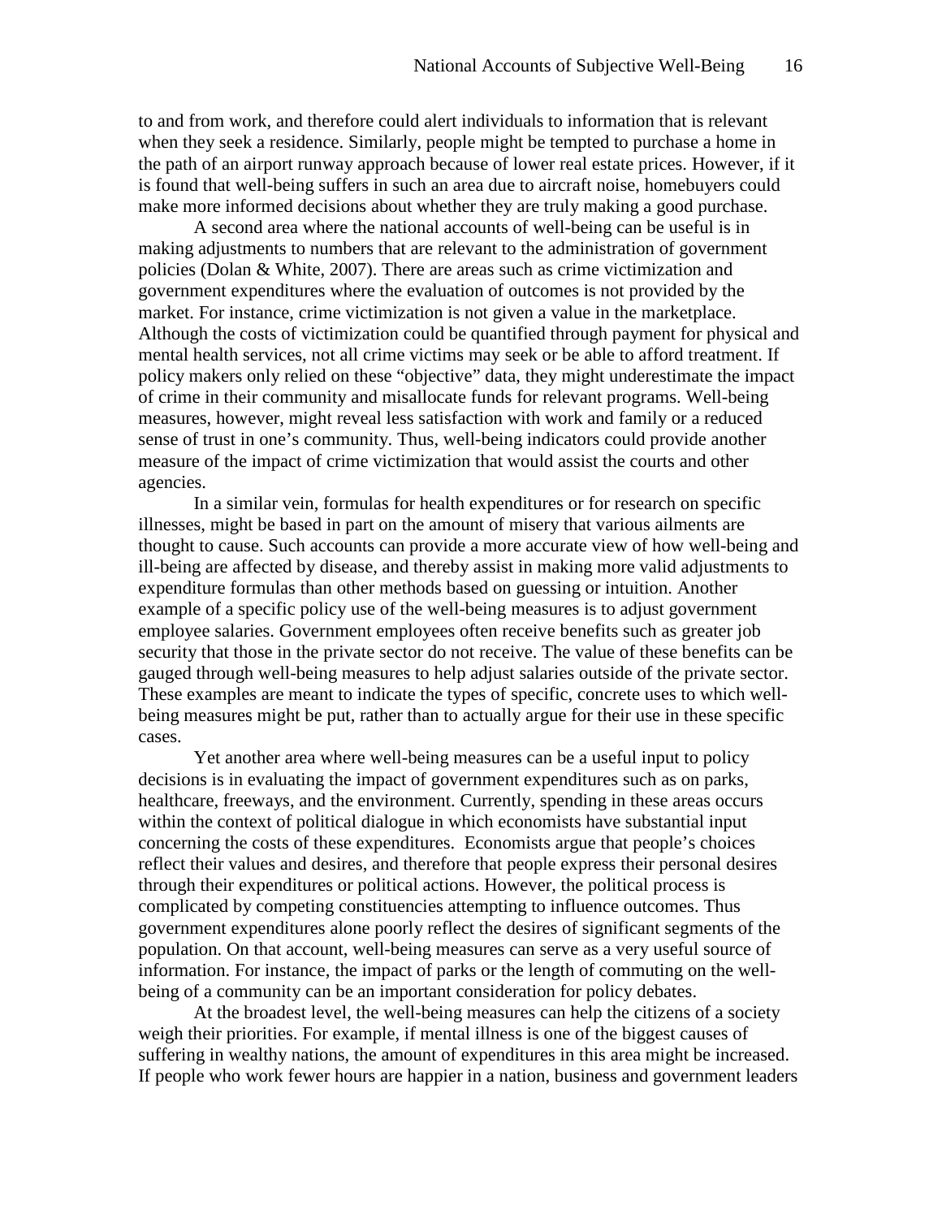to and from work, and therefore could alert individuals to information that is relevant when they seek a residence. Similarly, people might be tempted to purchase a home in the path of an airport runway approach because of lower real estate prices. However, if it is found that well-being suffers in such an area due to aircraft noise, homebuyers could make more informed decisions about whether they are truly making a good purchase.

A second area where the national accounts of well-being can be useful is in making adjustments to numbers that are relevant to the administration of government policies (Dolan & White, 2007). There are areas such as crime victimization and government expenditures where the evaluation of outcomes is not provided by the market. For instance, crime victimization is not given a value in the marketplace. Although the costs of victimization could be quantified through payment for physical and mental health services, not all crime victims may seek or be able to afford treatment. If policy makers only relied on these "objective" data, they might underestimate the impact of crime in their community and misallocate funds for relevant programs. Well-being measures, however, might reveal less satisfaction with work and family or a reduced sense of trust in one's community. Thus, well-being indicators could provide another measure of the impact of crime victimization that would assist the courts and other agencies.

In a similar vein, formulas for health expenditures or for research on specific illnesses, might be based in part on the amount of misery that various ailments are thought to cause. Such accounts can provide a more accurate view of how well-being and ill-being are affected by disease, and thereby assist in making more valid adjustments to expenditure formulas than other methods based on guessing or intuition. Another example of a specific policy use of the well-being measures is to adjust government employee salaries. Government employees often receive benefits such as greater job security that those in the private sector do not receive. The value of these benefits can be gauged through well-being measures to help adjust salaries outside of the private sector. These examples are meant to indicate the types of specific, concrete uses to which well-being measures might be put, rather than to actually argue for their use in these specific cases.

Yet another area where well-being measures can be a useful input to policy decisions is in evaluating the impact of government expenditures such as on parks, healthcare, freeways, and the environment. Currently, spending in these areas occurs within the context of political dialogue in which economists have substantial input concerning the costs of these expenditures. Economists argue that people's choices reflect their values and desires, and therefore that people express their personal desires through their expenditures or political actions. However, the political process is complicated by competing constituencies attempting to influence outcomes. Thus government expenditures alone poorly reflect the desires of significant segments of the population. On that account, well-being measures can serve as a very useful source of information. For instance, the impact of parks or the length of commuting on the well-being of a community can be an important consideration for policy debates.

At the broadest level, the well-being measures can help the citizens of a society weigh their priorities. For example, if mental illness is one of the biggest causes of suffering in wealthy nations, the amount of expenditures in this area might be increased. If people who work fewer hours are happier in a nation, business and government leaders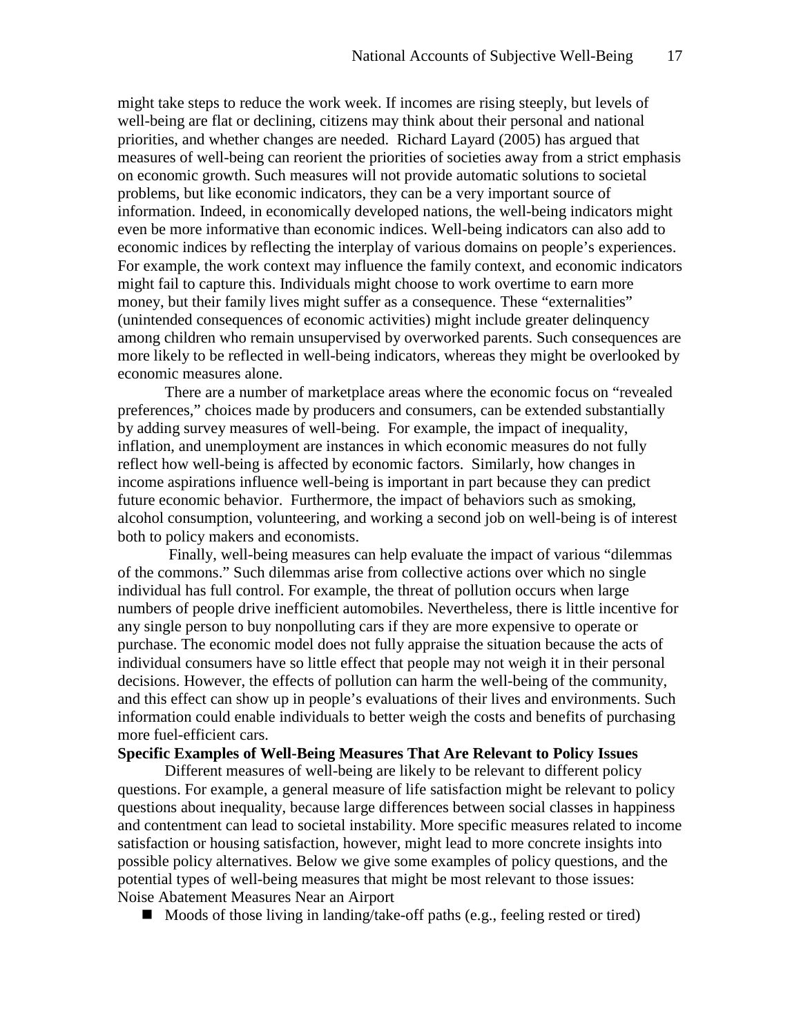might take steps to reduce the work week. If incomes are rising steeply, but levels of well-being are flat or declining, citizens may think about their personal and national priorities, and whether changes are needed. Richard Layard (2005) has argued that measures of well-being can reorient the priorities of societies away from a strict emphasis on economic growth. Such measures will not provide automatic solutions to societal problems, but like economic indicators, they can be a very important source of information. Indeed, in economically developed nations, the well-being indicators might even be more informative than economic indices. Well-being indicators can also add to economic indices by reflecting the interplay of various domains on people's experiences. For example, the work context may influence the family context, and economic indicators might fail to capture this. Individuals might choose to work overtime to earn more money, but their family lives might suffer as a consequence. These "externalities" (unintended consequences of economic activities) might include greater delinquency among children who remain unsupervised by overworked parents. Such consequences are more likely to be reflected in well-being indicators, whereas they might be overlooked by economic measures alone.

There are a number of marketplace areas where the economic focus on "revealed preferences," choices made by producers and consumers, can be extended substantially by adding survey measures of well-being. For example, the impact of inequality, inflation, and unemployment are instances in which economic measures do not fully reflect how well-being is affected by economic factors. Similarly, how changes in income aspirations influence well-being is important in part because they can predict future economic behavior. Furthermore, the impact of behaviors such as smoking, alcohol consumption, volunteering, and working a second job on well-being is of interest both to policy makers and economists.

Finally, well-being measures can help evaluate the impact of various "dilemmas of the commons." Such dilemmas arise from collective actions over which no single individual has full control. For example, the threat of pollution occurs when large numbers of people drive inefficient automobiles. Nevertheless, there is little incentive for any single person to buy nonpolluting cars if they are more expensive to operate or purchase. The economic model does not fully appraise the situation because the acts of individual consumers have so little effect that people may not weigh it in their personal decisions. However, the effects of pollution can harm the well-being of the community, and this effect can show up in people's evaluations of their lives and environments. Such information could enable individuals to better weigh the costs and benefits of purchasing more fuel-efficient cars.

**Specific Examples of Well-Being Measures That Are Relevant to Policy Issues**

Different measures of well-being are likely to be relevant to different policy questions. For example, a general measure of life satisfaction might be relevant to policy questions about inequality, because large differences between social classes in happiness and contentment can lead to societal instability. More specific measures related to income satisfaction or housing satisfaction, however, might lead to more concrete insights into possible policy alternatives. Below we give some examples of policy questions, and the potential types of well-being measures that might be most relevant to those issues:

Noise Abatement Measures Near an Airport

- Moods of those living in landing/take-off paths (e.g., feeling rested or tired)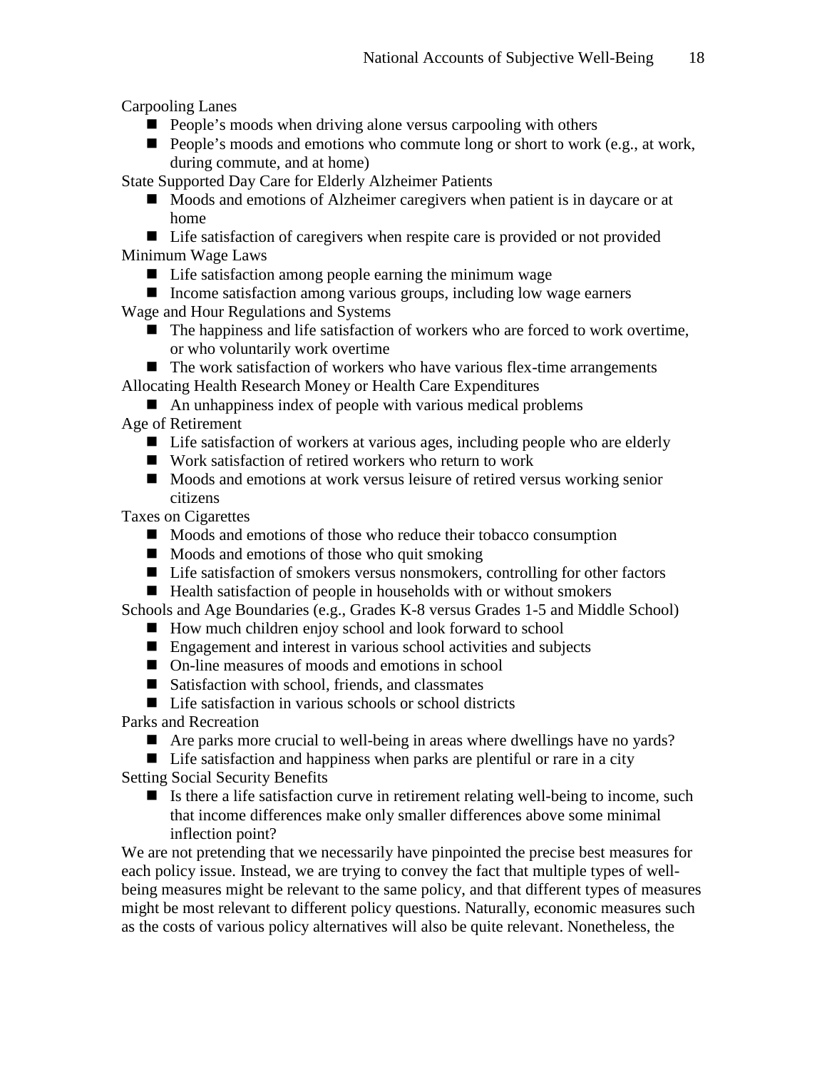Carpooling Lanes

- People's moods when driving alone versus carpooling with others
- People's moods and emotions who commute long or short to work (e.g., at work, during commute, and at home)

State Supported Day Care for Elderly Alzheimer Patients

- Moods and emotions of Alzheimer caregivers when patient is in daycare or at home
- Life satisfaction of caregivers when respite care is provided or not provided

Minimum Wage Laws

- Life satisfaction among people earning the minimum wage
- Income satisfaction among various groups, including low wage earners

Wage and Hour Regulations and Systems

- The happiness and life satisfaction of workers who are forced to work overtime, or who voluntarily work overtime
- The work satisfaction of workers who have various flex-time arrangements

Allocating Health Research Money or Health Care Expenditures

- An unhappiness index of people with various medical problems

Age of Retirement

- Life satisfaction of workers at various ages, including people who are elderly
- Work satisfaction of retired workers who return to work
- Moods and emotions at work versus leisure of retired versus working senior citizens

Taxes on Cigarettes

- Moods and emotions of those who reduce their tobacco consumption
- Moods and emotions of those who quit smoking
- Life satisfaction of smokers versus nonsmokers, controlling for other factors
- Health satisfaction of people in households with or without smokers

Schools and Age Boundaries (e.g., Grades K-8 versus Grades 1-5 and Middle School)

- How much children enjoy school and look forward to school
- Engagement and interest in various school activities and subjects
- On-line measures of moods and emotions in school
- Satisfaction with school, friends, and classmates
- Life satisfaction in various schools or school districts

Parks and Recreation

- Are parks more crucial to well-being in areas where dwellings have no yards?
- Life satisfaction and happiness when parks are plentiful or rare in a city

Setting Social Security Benefits

- Is there a life satisfaction curve in retirement relating well-being to income, such that income differences make only smaller differences above some minimal inflection point?

We are not pretending that we necessarily have pinpointed the precise best measures for each policy issue. Instead, we are trying to convey the fact that multiple types of well-being measures might be relevant to the same policy, and that different types of measures might be most relevant to different policy questions. Naturally, economic measures such as the costs of various policy alternatives will also be quite relevant. Nonetheless, the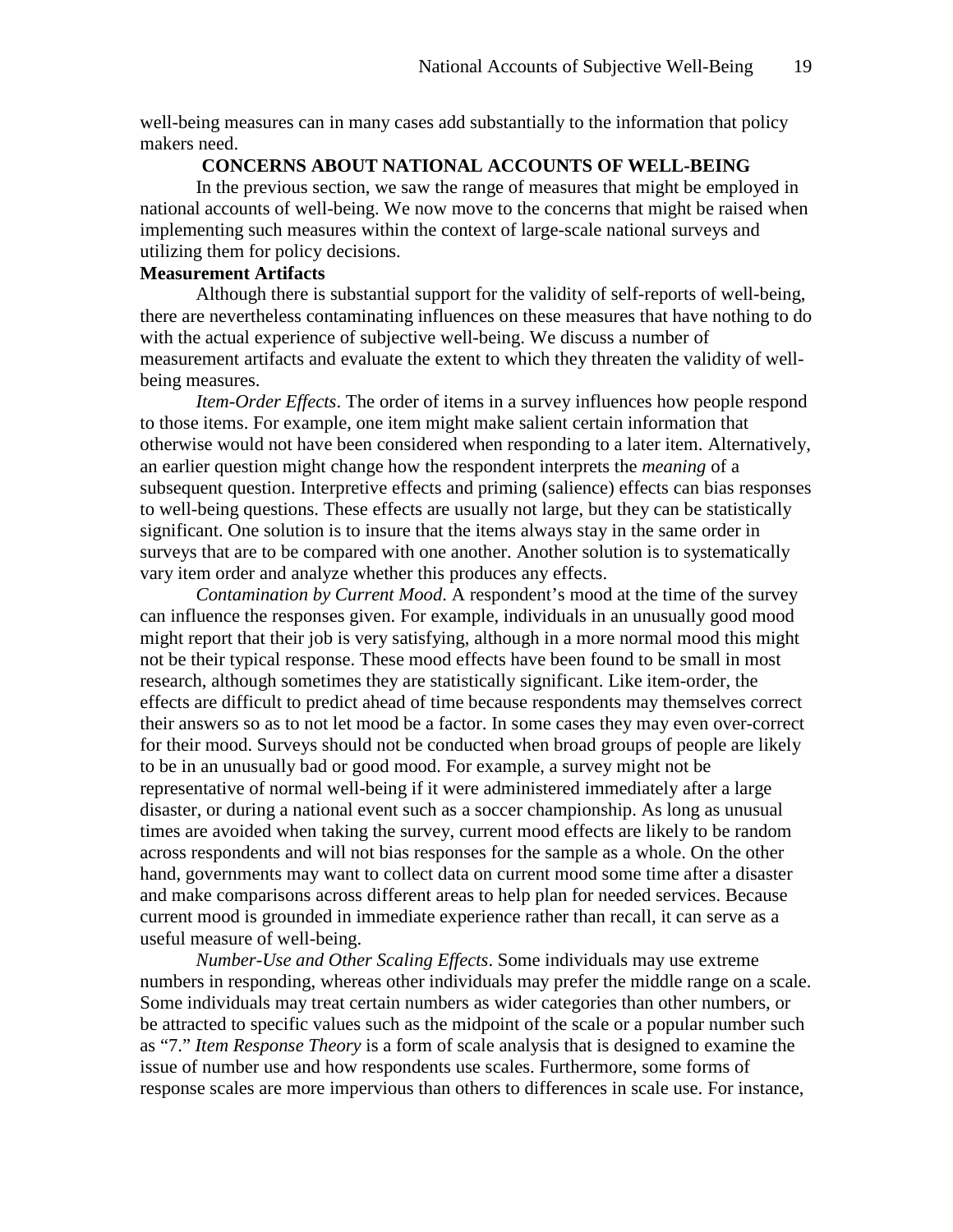well-being measures can in many cases add substantially to the information that policy makers need.

## CONCERNS ABOUT NATIONAL ACCOUNTS OF WELL-BEING

In the previous section, we saw the range of measures that might be employed in national accounts of well-being. We now move to the concerns that might be raised when implementing such measures within the context of large-scale national surveys and utilizing them for policy decisions.

### Measurement Artifacts

Although there is substantial support for the validity of self-reports of well-being, there are nevertheless contaminating influences on these measures that have nothing to do with the actual experience of subjective well-being. We discuss a number of measurement artifacts and evaluate the extent to which they threaten the validity of well-being measures.

*Item-Order Effects*. The order of items in a survey influences how people respond to those items. For example, one item might make salient certain information that otherwise would not have been considered when responding to a later item. Alternatively, an earlier question might change how the respondent interprets the *meaning* of a subsequent question. Interpretive effects and priming (salience) effects can bias responses to well-being questions. These effects are usually not large, but they can be statistically significant. One solution is to insure that the items always stay in the same order in surveys that are to be compared with one another. Another solution is to systematically vary item order and analyze whether this produces any effects.

*Contamination by Current Mood*. A respondent's mood at the time of the survey can influence the responses given. For example, individuals in an unusually good mood might report that their job is very satisfying, although in a more normal mood this might not be their typical response. These mood effects have been found to be small in most research, although sometimes they are statistically significant. Like item-order, the effects are difficult to predict ahead of time because respondents may themselves correct their answers so as to not let mood be a factor. In some cases they may even over-correct for their mood. Surveys should not be conducted when broad groups of people are likely to be in an unusually bad or good mood. For example, a survey might not be representative of normal well-being if it were administered immediately after a large disaster, or during a national event such as a soccer championship. As long as unusual times are avoided when taking the survey, current mood effects are likely to be random across respondents and will not bias responses for the sample as a whole. On the other hand, governments may want to collect data on current mood some time after a disaster and make comparisons across different areas to help plan for needed services. Because current mood is grounded in immediate experience rather than recall, it can serve as a useful measure of well-being.

*Number-Use and Other Scaling Effects*. Some individuals may use extreme numbers in responding, whereas other individuals may prefer the middle range on a scale. Some individuals may treat certain numbers as wider categories than other numbers, or be attracted to specific values such as the midpoint of the scale or a popular number such as "7." *Item Response Theory* is a form of scale analysis that is designed to examine the issue of number use and how respondents use scales. Furthermore, some forms of response scales are more impervious than others to differences in scale use. For instance,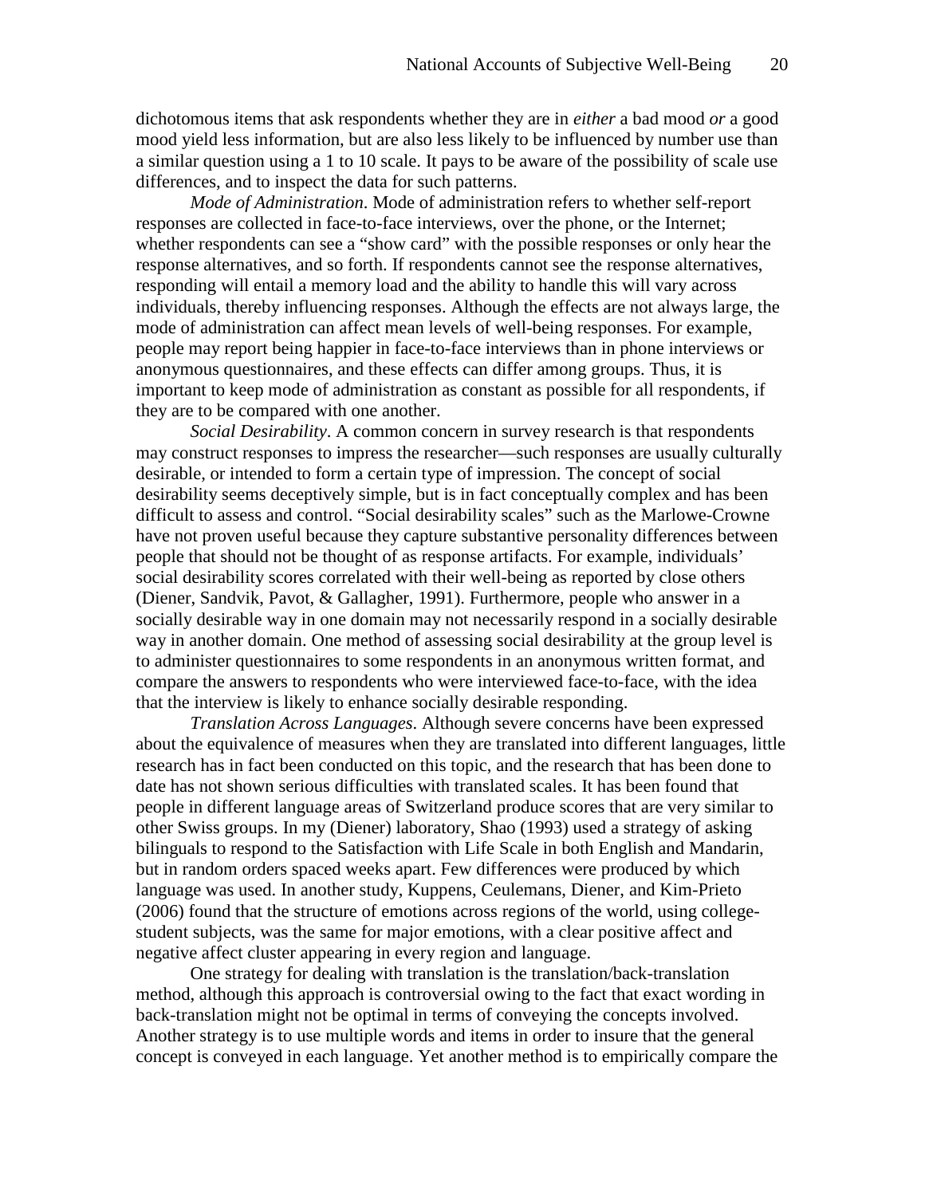dichotomous items that ask respondents whether they are in *either* a bad mood *or* a good mood yield less information, but are also less likely to be influenced by number use than a similar question using a 1 to 10 scale. It pays to be aware of the possibility of scale use differences, and to inspect the data for such patterns.

*Mode of Administration*. Mode of administration refers to whether self-report responses are collected in face-to-face interviews, over the phone, or the Internet; whether respondents can see a "show card" with the possible responses or only hear the response alternatives, and so forth. If respondents cannot see the response alternatives, responding will entail a memory load and the ability to handle this will vary across individuals, thereby influencing responses. Although the effects are not always large, the mode of administration can affect mean levels of well-being responses. For example, people may report being happier in face-to-face interviews than in phone interviews or anonymous questionnaires, and these effects can differ among groups. Thus, it is important to keep mode of administration as constant as possible for all respondents, if they are to be compared with one another.

*Social Desirability*. A common concern in survey research is that respondents may construct responses to impress the researcher—such responses are usually culturally desirable, or intended to form a certain type of impression. The concept of social desirability seems deceptively simple, but is in fact conceptually complex and has been difficult to assess and control. "Social desirability scales" such as the Marlowe-Crowne have not proven useful because they capture substantive personality differences between people that should not be thought of as response artifacts. For example, individuals' social desirability scores correlated with their well-being as reported by close others (Diener, Sandvik, Pavot, & Gallagher, 1991). Furthermore, people who answer in a socially desirable way in one domain may not necessarily respond in a socially desirable way in another domain. One method of assessing social desirability at the group level is to administer questionnaires to some respondents in an anonymous written format, and compare the answers to respondents who were interviewed face-to-face, with the idea that the interview is likely to enhance socially desirable responding.

*Translation Across Languages*. Although severe concerns have been expressed about the equivalence of measures when they are translated into different languages, little research has in fact been conducted on this topic, and the research that has been done to date has not shown serious difficulties with translated scales. It has been found that people in different language areas of Switzerland produce scores that are very similar to other Swiss groups. In my (Diener) laboratory, Shao (1993) used a strategy of asking bilinguals to respond to the Satisfaction with Life Scale in both English and Mandarin, but in random orders spaced weeks apart. Few differences were produced by which language was used. In another study, Kuppens, Ceulemans, Diener, and Kim-Prieto (2006) found that the structure of emotions across regions of the world, using college-student subjects, was the same for major emotions, with a clear positive affect and negative affect cluster appearing in every region and language.

One strategy for dealing with translation is the translation/back-translation method, although this approach is controversial owing to the fact that exact wording in back-translation might not be optimal in terms of conveying the concepts involved. Another strategy is to use multiple words and items in order to insure that the general concept is conveyed in each language. Yet another method is to empirically compare the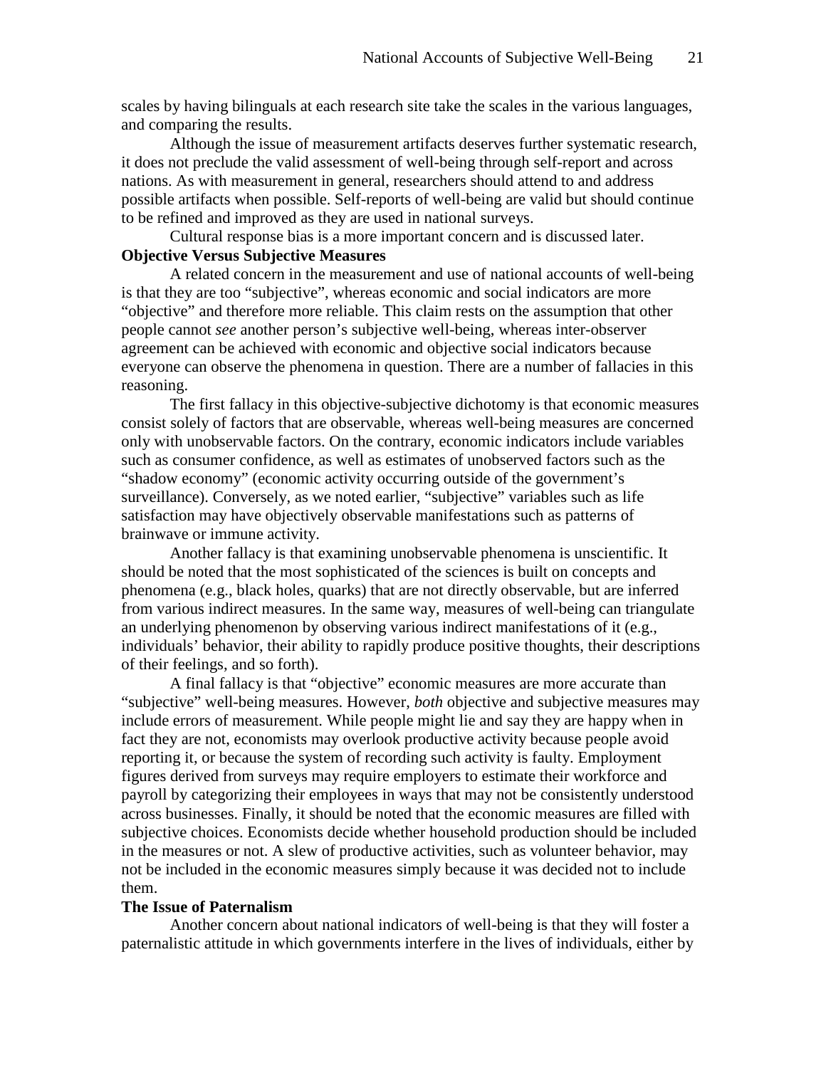scales by having bilinguals at each research site take the scales in the various languages, and comparing the results.

Although the issue of measurement artifacts deserves further systematic research, it does not preclude the valid assessment of well-being through self-report and across nations. As with measurement in general, researchers should attend to and address possible artifacts when possible. Self-reports of well-being are valid but should continue to be refined and improved as they are used in national surveys.

Cultural response bias is a more important concern and is discussed later.

**Objective Versus Subjective Measures**

A related concern in the measurement and use of national accounts of well-being is that they are too "subjective", whereas economic and social indicators are more "objective" and therefore more reliable. This claim rests on the assumption that other people cannot *see* another person's subjective well-being, whereas inter-observer agreement can be achieved with economic and objective social indicators because everyone can observe the phenomena in question. There are a number of fallacies in this reasoning.

The first fallacy in this objective-subjective dichotomy is that economic measures consist solely of factors that are observable, whereas well-being measures are concerned only with unobservable factors. On the contrary, economic indicators include variables such as consumer confidence, as well as estimates of unobserved factors such as the "shadow economy" (economic activity occurring outside of the government's surveillance). Conversely, as we noted earlier, "subjective" variables such as life satisfaction may have objectively observable manifestations such as patterns of brainwave or immune activity.

Another fallacy is that examining unobservable phenomena is unscientific. It should be noted that the most sophisticated of the sciences is built on concepts and phenomena (e.g., black holes, quarks) that are not directly observable, but are inferred from various indirect measures. In the same way, measures of well-being can triangulate an underlying phenomenon by observing various indirect manifestations of it (e.g., individuals' behavior, their ability to rapidly produce positive thoughts, their descriptions of their feelings, and so forth).

A final fallacy is that "objective" economic measures are more accurate than "subjective" well-being measures. However, *both* objective and subjective measures may include errors of measurement. While people might lie and say they are happy when in fact they are not, economists may overlook productive activity because people avoid reporting it, or because the system of recording such activity is faulty. Employment figures derived from surveys may require employers to estimate their workforce and payroll by categorizing their employees in ways that may not be consistently understood across businesses. Finally, it should be noted that the economic measures are filled with subjective choices. Economists decide whether household production should be included in the measures or not. A slew of productive activities, such as volunteer behavior, may not be included in the economic measures simply because it was decided not to include them.

**The Issue of Paternalism**

Another concern about national indicators of well-being is that they will foster a paternalistic attitude in which governments interfere in the lives of individuals, either by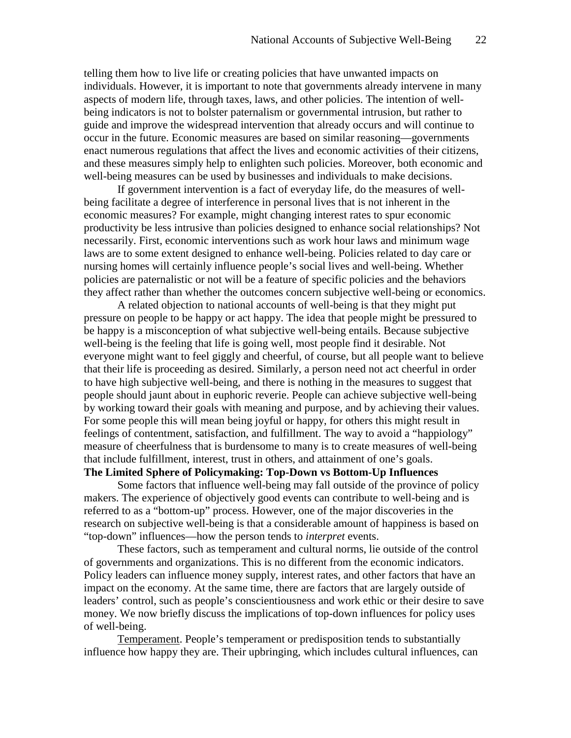telling them how to live life or creating policies that have unwanted impacts on individuals. However, it is important to note that governments already intervene in many aspects of modern life, through taxes, laws, and other policies. The intention of well-being indicators is not to bolster paternalism or governmental intrusion, but rather to guide and improve the widespread intervention that already occurs and will continue to occur in the future. Economic measures are based on similar reasoning—governments enact numerous regulations that affect the lives and economic activities of their citizens, and these measures simply help to enlighten such policies. Moreover, both economic and well-being measures can be used by businesses and individuals to make decisions.

If government intervention is a fact of everyday life, do the measures of well-being facilitate a degree of interference in personal lives that is not inherent in the economic measures? For example, might changing interest rates to spur economic productivity be less intrusive than policies designed to enhance social relationships? Not necessarily. First, economic interventions such as work hour laws and minimum wage laws are to some extent designed to enhance well-being. Policies related to day care or nursing homes will certainly influence people's social lives and well-being. Whether policies are paternalistic or not will be a feature of specific policies and the behaviors they affect rather than whether the outcomes concern subjective well-being or economics.

A related objection to national accounts of well-being is that they might put pressure on people to be happy or act happy. The idea that people might be pressured to be happy is a misconception of what subjective well-being entails. Because subjective well-being is the feeling that life is going well, most people find it desirable. Not everyone might want to feel giggly and cheerful, of course, but all people want to believe that their life is proceeding as desired. Similarly, a person need not act cheerful in order to have high subjective well-being, and there is nothing in the measures to suggest that people should jaunt about in euphoric reverie. People can achieve subjective well-being by working toward their goals with meaning and purpose, and by achieving their values. For some people this will mean being joyful or happy, for others this might result in feelings of contentment, satisfaction, and fulfillment. The way to avoid a "happiology" measure of cheerfulness that is burdensome to many is to create measures of well-being that include fulfillment, interest, trust in others, and attainment of one's goals.

**The Limited Sphere of Policymaking: Top-Down vs Bottom-Up Influences**

Some factors that influence well-being may fall outside of the province of policy makers. The experience of objectively good events can contribute to well-being and is referred to as a "bottom-up" process. However, one of the major discoveries in the research on subjective well-being is that a considerable amount of happiness is based on "top-down" influences—how the person tends to *interpret* events.

These factors, such as temperament and cultural norms, lie outside of the control of governments and organizations. This is no different from the economic indicators. Policy leaders can influence money supply, interest rates, and other factors that have an impact on the economy. At the same time, there are factors that are largely outside of leaders' control, such as people's conscientiousness and work ethic or their desire to save money. We now briefly discuss the implications of top-down influences for policy uses of well-being.

Temperament. People's temperament or predisposition tends to substantially influence how happy they are. Their upbringing, which includes cultural influences, can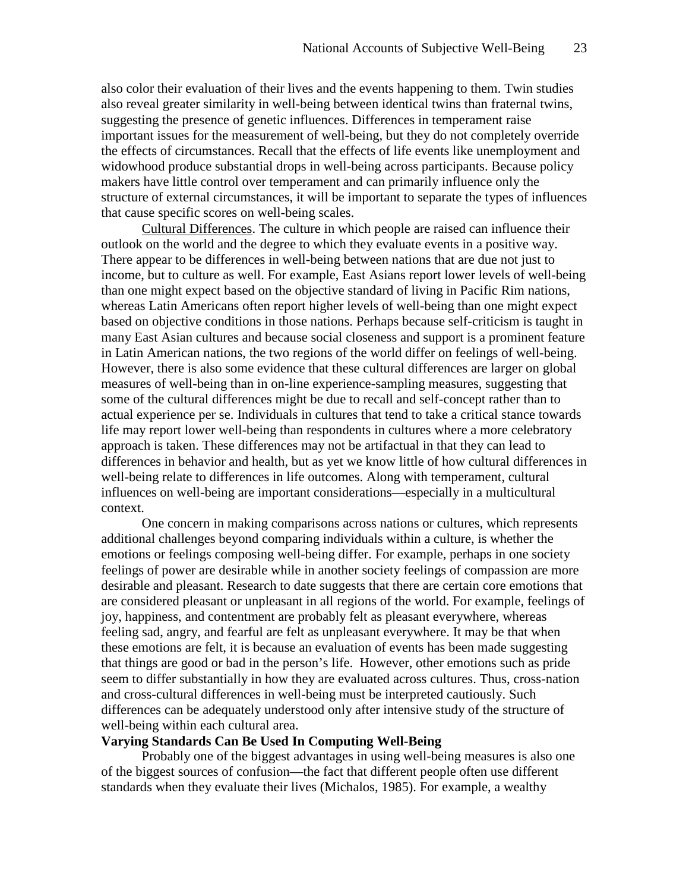also color their evaluation of their lives and the events happening to them. Twin studies also reveal greater similarity in well-being between identical twins than fraternal twins, suggesting the presence of genetic influences. Differences in temperament raise important issues for the measurement of well-being, but they do not completely override the effects of circumstances. Recall that the effects of life events like unemployment and widowhood produce substantial drops in well-being across participants. Because policy makers have little control over temperament and can primarily influence only the structure of external circumstances, it will be important to separate the types of influences that cause specific scores on well-being scales.

Cultural Differences. The culture in which people are raised can influence their outlook on the world and the degree to which they evaluate events in a positive way. There appear to be differences in well-being between nations that are due not just to income, but to culture as well. For example, East Asians report lower levels of well-being than one might expect based on the objective standard of living in Pacific Rim nations, whereas Latin Americans often report higher levels of well-being than one might expect based on objective conditions in those nations. Perhaps because self-criticism is taught in many East Asian cultures and because social closeness and support is a prominent feature in Latin American nations, the two regions of the world differ on feelings of well-being. However, there is also some evidence that these cultural differences are larger on global measures of well-being than in on-line experience-sampling measures, suggesting that some of the cultural differences might be due to recall and self-concept rather than to actual experience per se. Individuals in cultures that tend to take a critical stance towards life may report lower well-being than respondents in cultures where a more celebratory approach is taken. These differences may not be artifactual in that they can lead to differences in behavior and health, but as yet we know little of how cultural differences in well-being relate to differences in life outcomes. Along with temperament, cultural influences on well-being are important considerations—especially in a multicultural context.

One concern in making comparisons across nations or cultures, which represents additional challenges beyond comparing individuals within a culture, is whether the emotions or feelings composing well-being differ. For example, perhaps in one society feelings of power are desirable while in another society feelings of compassion are more desirable and pleasant. Research to date suggests that there are certain core emotions that are considered pleasant or unpleasant in all regions of the world. For example, feelings of joy, happiness, and contentment are probably felt as pleasant everywhere, whereas feeling sad, angry, and fearful are felt as unpleasant everywhere. It may be that when these emotions are felt, it is because an evaluation of events has been made suggesting that things are good or bad in the person's life. However, other emotions such as pride seem to differ substantially in how they are evaluated across cultures. Thus, cross-nation and cross-cultural differences in well-being must be interpreted cautiously. Such differences can be adequately understood only after intensive study of the structure of well-being within each cultural area.

**Varying Standards Can Be Used In Computing Well-Being**

Probably one of the biggest advantages in using well-being measures is also one of the biggest sources of confusion—the fact that different people often use different standards when they evaluate their lives (Michalos, 1985). For example, a wealthy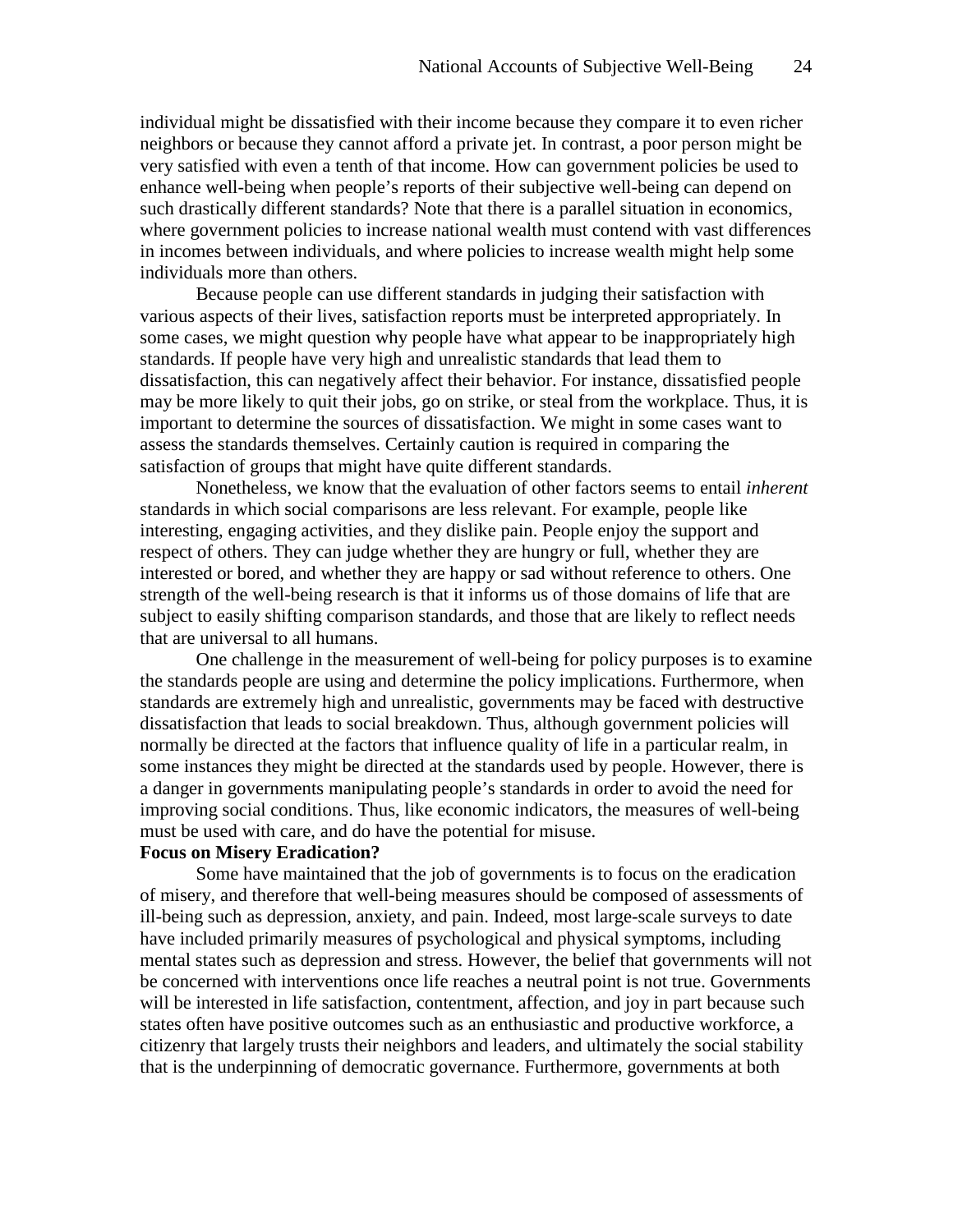individual might be dissatisfied with their income because they compare it to even richer neighbors or because they cannot afford a private jet. In contrast, a poor person might be very satisfied with even a tenth of that income. How can government policies be used to enhance well-being when people's reports of their subjective well-being can depend on such drastically different standards? Note that there is a parallel situation in economics, where government policies to increase national wealth must contend with vast differences in incomes between individuals, and where policies to increase wealth might help some individuals more than others.

Because people can use different standards in judging their satisfaction with various aspects of their lives, satisfaction reports must be interpreted appropriately. In some cases, we might question why people have what appear to be inappropriately high standards. If people have very high and unrealistic standards that lead them to dissatisfaction, this can negatively affect their behavior. For instance, dissatisfied people may be more likely to quit their jobs, go on strike, or steal from the workplace. Thus, it is important to determine the sources of dissatisfaction. We might in some cases want to assess the standards themselves. Certainly caution is required in comparing the satisfaction of groups that might have quite different standards.

Nonetheless, we know that the evaluation of other factors seems to entail *inherent* standards in which social comparisons are less relevant. For example, people like interesting, engaging activities, and they dislike pain. People enjoy the support and respect of others. They can judge whether they are hungry or full, whether they are interested or bored, and whether they are happy or sad without reference to others. One strength of the well-being research is that it informs us of those domains of life that are subject to easily shifting comparison standards, and those that are likely to reflect needs that are universal to all humans.

One challenge in the measurement of well-being for policy purposes is to examine the standards people are using and determine the policy implications. Furthermore, when standards are extremely high and unrealistic, governments may be faced with destructive dissatisfaction that leads to social breakdown. Thus, although government policies will normally be directed at the factors that influence quality of life in a particular realm, in some instances they might be directed at the standards used by people. However, there is a danger in governments manipulating people's standards in order to avoid the need for improving social conditions. Thus, like economic indicators, the measures of well-being must be used with care, and do have the potential for misuse.

**Focus on Misery Eradication?**

Some have maintained that the job of governments is to focus on the eradication of misery, and therefore that well-being measures should be composed of assessments of ill-being such as depression, anxiety, and pain. Indeed, most large-scale surveys to date have included primarily measures of psychological and physical symptoms, including mental states such as depression and stress. However, the belief that governments will not be concerned with interventions once life reaches a neutral point is not true. Governments will be interested in life satisfaction, contentment, affection, and joy in part because such states often have positive outcomes such as an enthusiastic and productive workforce, a citizenry that largely trusts their neighbors and leaders, and ultimately the social stability that is the underpinning of democratic governance. Furthermore, governments at both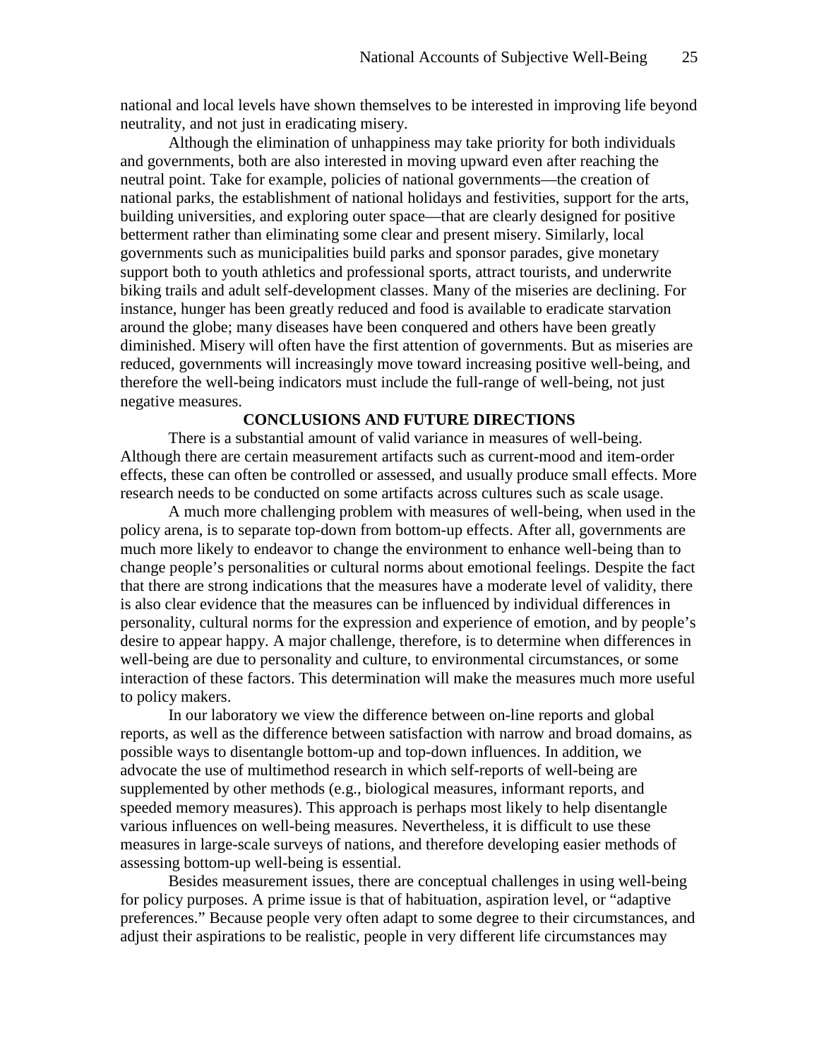national and local levels have shown themselves to be interested in improving life beyond neutrality, and not just in eradicating misery.

Although the elimination of unhappiness may take priority for both individuals and governments, both are also interested in moving upward even after reaching the neutral point. Take for example, policies of national governments—the creation of national parks, the establishment of national holidays and festivities, support for the arts, building universities, and exploring outer space—that are clearly designed for positive betterment rather than eliminating some clear and present misery. Similarly, local governments such as municipalities build parks and sponsor parades, give monetary support both to youth athletics and professional sports, attract tourists, and underwrite biking trails and adult self-development classes. Many of the miseries are declining. For instance, hunger has been greatly reduced and food is available to eradicate starvation around the globe; many diseases have been conquered and others have been greatly diminished. Misery will often have the first attention of governments. But as miseries are reduced, governments will increasingly move toward increasing positive well-being, and therefore the well-being indicators must include the full-range of well-being, not just negative measures.

## CONCLUSIONS AND FUTURE DIRECTIONS

There is a substantial amount of valid variance in measures of well-being. Although there are certain measurement artifacts such as current-mood and item-order effects, these can often be controlled or assessed, and usually produce small effects. More research needs to be conducted on some artifacts across cultures such as scale usage.

A much more challenging problem with measures of well-being, when used in the policy arena, is to separate top-down from bottom-up effects. After all, governments are much more likely to endeavor to change the environment to enhance well-being than to change people's personalities or cultural norms about emotional feelings. Despite the fact that there are strong indications that the measures have a moderate level of validity, there is also clear evidence that the measures can be influenced by individual differences in personality, cultural norms for the expression and experience of emotion, and by people's desire to appear happy. A major challenge, therefore, is to determine when differences in well-being are due to personality and culture, to environmental circumstances, or some interaction of these factors. This determination will make the measures much more useful to policy makers.

In our laboratory we view the difference between on-line reports and global reports, as well as the difference between satisfaction with narrow and broad domains, as possible ways to disentangle bottom-up and top-down influences. In addition, we advocate the use of multimethod research in which self-reports of well-being are supplemented by other methods (e.g., biological measures, informant reports, and speeded memory measures). This approach is perhaps most likely to help disentangle various influences on well-being measures. Nevertheless, it is difficult to use these measures in large-scale surveys of nations, and therefore developing easier methods of assessing bottom-up well-being is essential.

Besides measurement issues, there are conceptual challenges in using well-being for policy purposes. A prime issue is that of habituation, aspiration level, or "adaptive preferences." Because people very often adapt to some degree to their circumstances, and adjust their aspirations to be realistic, people in very different life circumstances may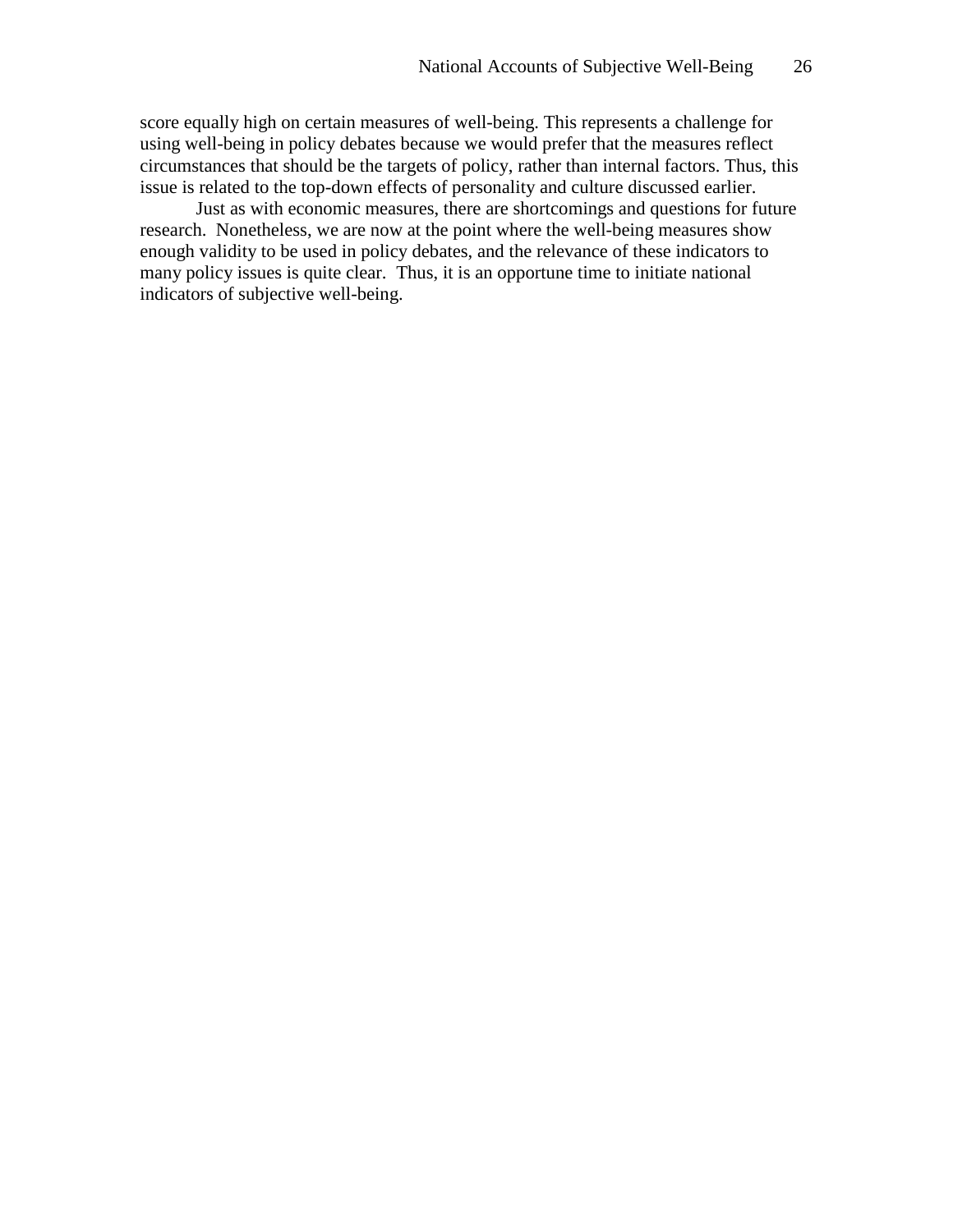score equally high on certain measures of well-being. This represents a challenge for using well-being in policy debates because we would prefer that the measures reflect circumstances that should be the targets of policy, rather than internal factors. Thus, this issue is related to the top-down effects of personality and culture discussed earlier.

Just as with economic measures, there are shortcomings and questions for future research. Nonetheless, we are now at the point where the well-being measures show enough validity to be used in policy debates, and the relevance of these indicators to many policy issues is quite clear. Thus, it is an opportune time to initiate national indicators of subjective well-being.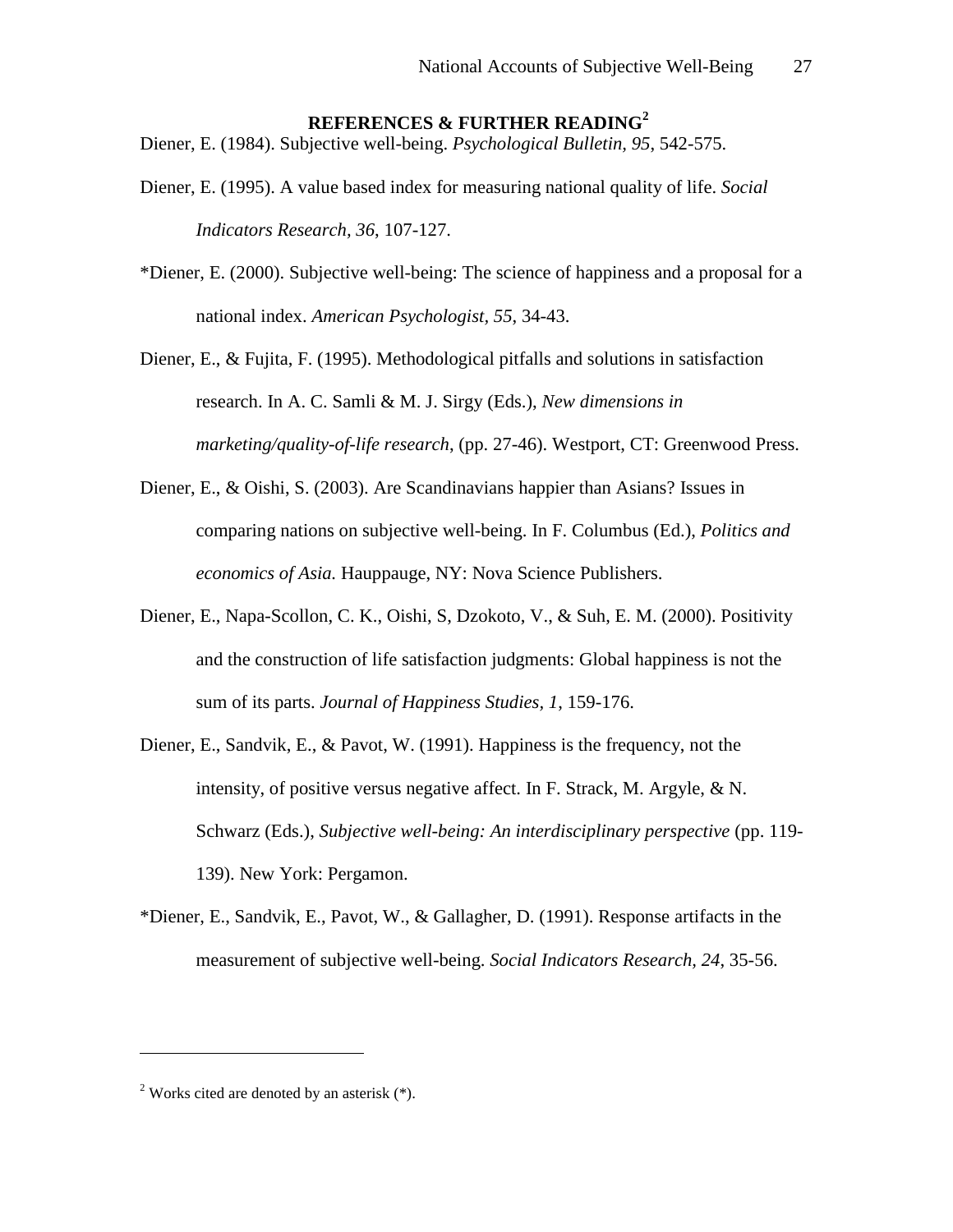## REFERENCES & FURTHER READING[2]

Diener, E. (1984). Subjective well-being. *Psychological Bulletin, 95*, 542-575.

Diener, E. (1995). A value based index for measuring national quality of life. *Social Indicators Research, 36*, 107-127.

*Diener, E. (2000). Subjective well-being: The science of happiness and a proposal for a national index. *American Psychologist, 55*, 34-43.

Diener, E., & Fujita, F. (1995). Methodological pitfalls and solutions in satisfaction research. In A. C. Samli & M. J. Sirgy (Eds.), *New dimensions in marketing/quality-of-life research*, (pp. 27-46). Westport, CT: Greenwood Press.

Diener, E., & Oishi, S. (2003). Are Scandinavians happier than Asians? Issues in comparing nations on subjective well-being. In F. Columbus (Ed.), *Politics and economics of Asia.* Hauppauge, NY: Nova Science Publishers.

Diener, E., Napa-Scollon, C. K., Oishi, S, Dzokoto, V., & Suh, E. M. (2000). Positivity and the construction of life satisfaction judgments: Global happiness is not the sum of its parts. *Journal of Happiness Studies, 1*, 159-176.

Diener, E., Sandvik, E., & Pavot, W. (1991). Happiness is the frequency, not the intensity, of positive versus negative affect. In F. Strack, M. Argyle, & N. Schwarz (Eds.), *Subjective well-being: An interdisciplinary perspective* (pp. 119-139). New York: Pergamon.

*Diener, E., Sandvik, E., Pavot, W., & Gallagher, D. (1991). Response artifacts in the measurement of subjective well-being. *Social Indicators Research, 24*, 35-56.

---

[2] Works cited are denoted by an asterisk (*).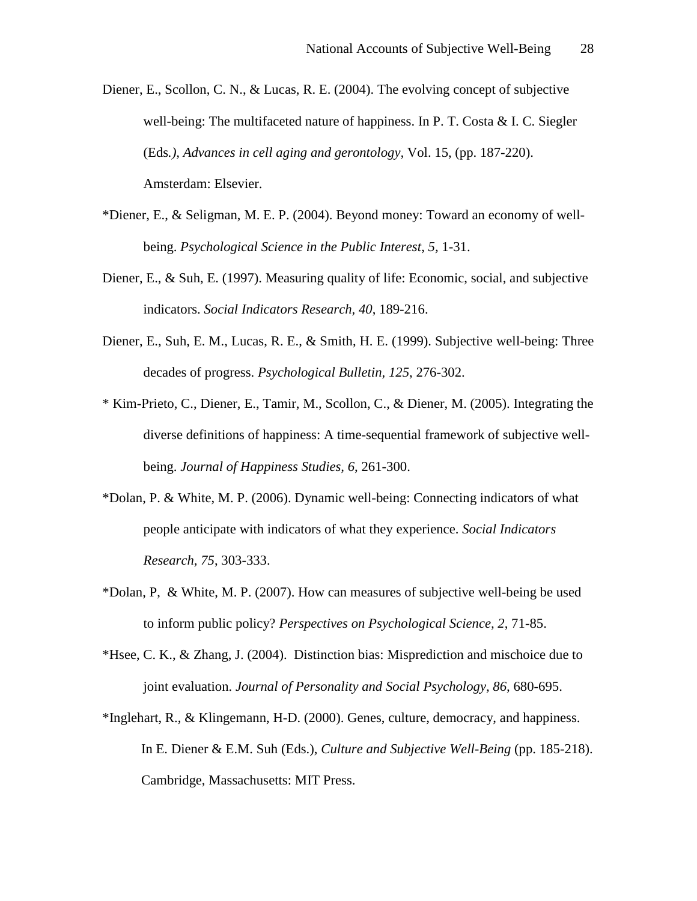Diener, E., Scollon, C. N., & Lucas, R. E. (2004). The evolving concept of subjective well-being: The multifaceted nature of happiness. In P. T. Costa & I. C. Siegler (Eds*.), Advances in cell aging and gerontology*, Vol. 15, (pp. 187-220). Amsterdam: Elsevier.

*Diener, E., & Seligman, M. E. P. (2004). Beyond money: Toward an economy of well-being. *Psychological Science in the Public Interest*, *5*, 1-31.

Diener, E., & Suh, E. (1997). Measuring quality of life: Economic, social, and subjective indicators. *Social Indicators Research, 40*, 189-216.

Diener, E., Suh, E. M., Lucas, R. E., & Smith, H. E. (1999). Subjective well-being: Three decades of progress. *Psychological Bulletin, 125*, 276-302.

* Kim-Prieto, C., Diener, E., Tamir, M., Scollon, C., & Diener, M. (2005). Integrating the diverse definitions of happiness: A time-sequential framework of subjective well-being. *Journal of Happiness Studies, 6*, 261-300.

*Dolan, P. & White, M. P. (2006). Dynamic well-being: Connecting indicators of what people anticipate with indicators of what they experience. *Social Indicators Research, 75*, 303-333.

*Dolan, P, & White, M. P. (2007). How can measures of subjective well-being be used to inform public policy? *Perspectives on Psychological Science, 2*, 71-85.

*Hsee, C. K., & Zhang, J. (2004). Distinction bias: Misprediction and mischoice due to joint evaluation. *Journal of Personality and Social Psychology, 86,* 680-695.

*Inglehart, R., & Klingemann, H-D. (2000). Genes, culture, democracy, and happiness. In E. Diener & E.M. Suh (Eds.), *Culture and Subjective Well-Being* (pp. 185-218). Cambridge, Massachusetts: MIT Press.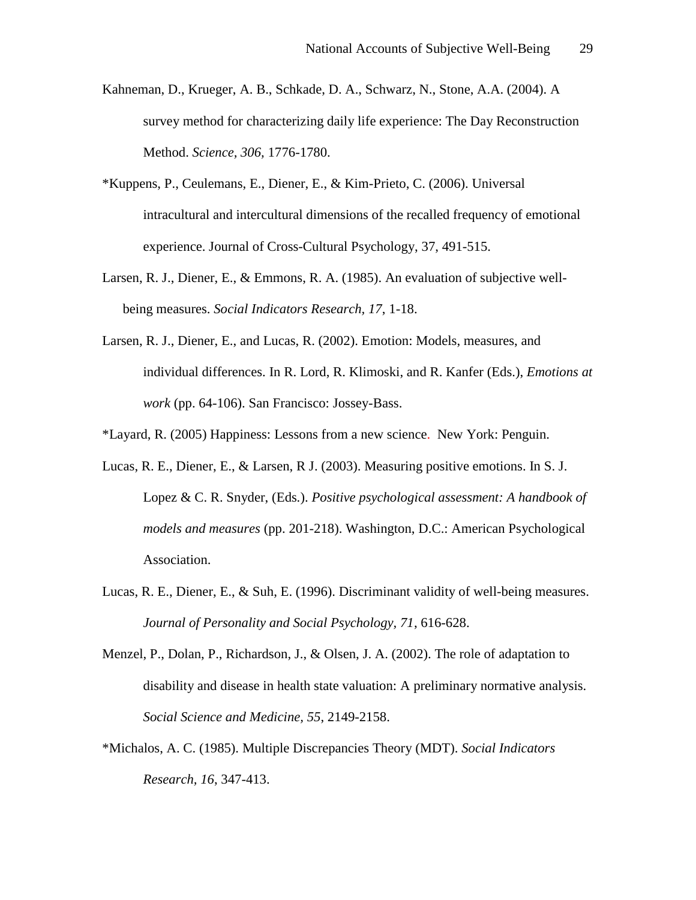Kahneman, D., Krueger, A. B., Schkade, D. A., Schwarz, N., Stone, A.A. (2004). A survey method for characterizing daily life experience: The Day Reconstruction Method. *Science, 306,* 1776-1780.

*Kuppens, P., Ceulemans, E., Diener, E., & Kim-Prieto, C. (2006). Universal intracultural and intercultural dimensions of the recalled frequency of emotional experience. Journal of Cross-Cultural Psychology, 37, 491-515.

Larsen, R. J., Diener, E., & Emmons, R. A. (1985). An evaluation of subjective well-being measures. *Social Indicators Research, 17*, 1-18.

Larsen, R. J., Diener, E., and Lucas, R. (2002). Emotion: Models, measures, and individual differences. In R. Lord, R. Klimoski, and R. Kanfer (Eds.), *Emotions at work* (pp. 64-106). San Francisco: Jossey-Bass.

*Layard, R. (2005) Happiness: Lessons from a new science. New York: Penguin.

Lucas, R. E., Diener, E., & Larsen, R J. (2003). Measuring positive emotions. In S. J. Lopez & C. R. Snyder, (Eds.). *Positive psychological assessment: A handbook of models and measures* (pp. 201-218). Washington, D.C.: American Psychological Association.

Lucas, R. E., Diener, E., & Suh, E. (1996). Discriminant validity of well-being measures. *Journal of Personality and Social Psychology, 71*, 616-628.

Menzel, P., Dolan, P., Richardson, J., & Olsen, J. A. (2002). The role of adaptation to disability and disease in health state valuation: A preliminary normative analysis. *Social Science and Medicine, 55*, 2149-2158.

*Michalos, A. C. (1985). Multiple Discrepancies Theory (MDT). *Social Indicators Research, 16*, 347-413.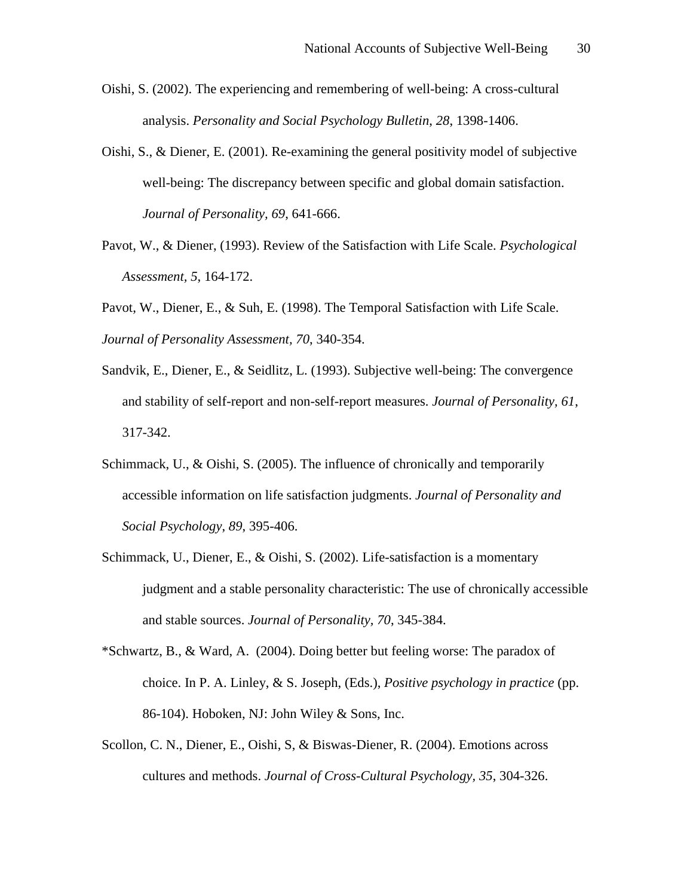Oishi, S. (2002). The experiencing and remembering of well-being: A cross-cultural analysis. *Personality and Social Psychology Bulletin*, *28*, 1398-1406.

Oishi, S., & Diener, E. (2001). Re-examining the general positivity model of subjective well-being: The discrepancy between specific and global domain satisfaction. *Journal of Personality, 69,* 641-666.

Pavot, W., & Diener, (1993). Review of the Satisfaction with Life Scale. *Psychological Assessment, 5*, 164-172.

Pavot, W., Diener, E., & Suh, E. (1998). The Temporal Satisfaction with Life Scale. *Journal of Personality Assessment, 70*, 340-354.

Sandvik, E., Diener, E., & Seidlitz, L. (1993). Subjective well-being: The convergence and stability of self-report and non-self-report measures. *Journal of Personality, 61*, 317-342.

Schimmack, U., & Oishi, S. (2005). The influence of chronically and temporarily accessible information on life satisfaction judgments. *Journal of Personality and Social Psychology*, *89*, 395-406.

Schimmack, U., Diener, E., & Oishi, S. (2002). Life-satisfaction is a momentary judgment and a stable personality characteristic: The use of chronically accessible and stable sources. *Journal of Personality, 70*, 345-384.

*Schwartz, B., & Ward, A. (2004). Doing better but feeling worse: The paradox of choice. In P. A. Linley, & S. Joseph, (Eds.), *Positive psychology in practice* (pp. 86-104). Hoboken, NJ: John Wiley & Sons, Inc.

Scollon, C. N., Diener, E., Oishi, S, & Biswas-Diener, R. (2004). Emotions across cultures and methods. *Journal of Cross-Cultural Psychology, 35*, 304-326.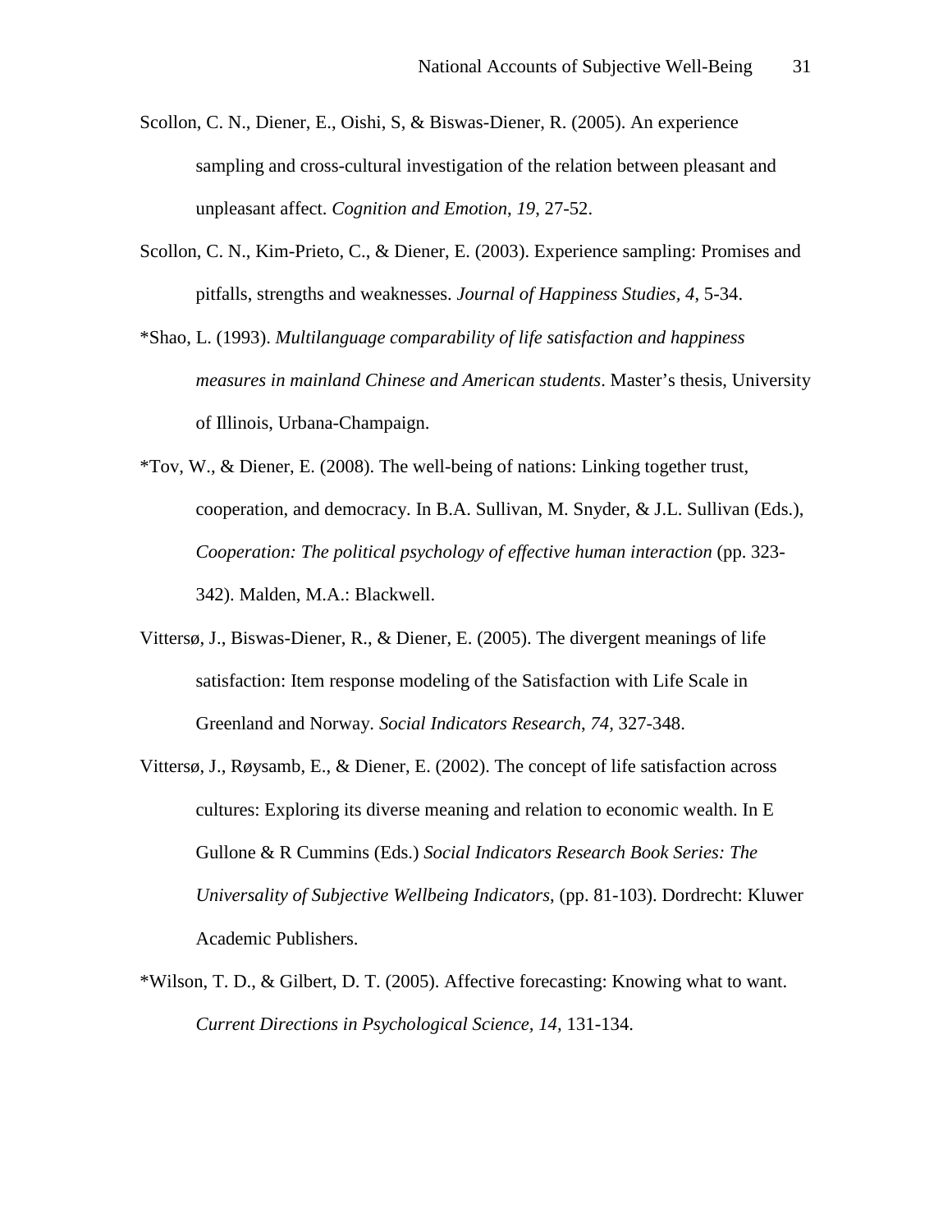Scollon, C. N., Diener, E., Oishi, S, & Biswas-Diener, R. (2005). An experience sampling and cross-cultural investigation of the relation between pleasant and unpleasant affect. *Cognition and Emotion*, *19*, 27-52.

Scollon, C. N., Kim-Prieto, C., & Diener, E. (2003). Experience sampling: Promises and pitfalls, strengths and weaknesses. *Journal of Happiness Studies, 4*, 5-34.

*Shao, L. (1993). *Multilanguage comparability of life satisfaction and happiness measures in mainland Chinese and American students*. Master's thesis, University of Illinois, Urbana-Champaign.

*Tov, W., & Diener, E. (2008). The well-being of nations: Linking together trust, cooperation, and democracy. In B.A. Sullivan, M. Snyder, & J.L. Sullivan (Eds.), *Cooperation: The political psychology of effective human interaction* (pp. 323-342). Malden, M.A.: Blackwell.

Vittersø, J., Biswas-Diener, R., & Diener, E. (2005). The divergent meanings of life satisfaction: Item response modeling of the Satisfaction with Life Scale in Greenland and Norway. *Social Indicators Research*, *74,* 327-348.

Vittersø, J., Røysamb, E., & Diener, E. (2002). The concept of life satisfaction across cultures: Exploring its diverse meaning and relation to economic wealth. In E Gullone & R Cummins (Eds.) *Social Indicators Research Book Series: The Universality of Subjective Wellbeing Indicators,* (pp. 81-103). Dordrecht: Kluwer Academic Publishers.

*Wilson, T. D., & Gilbert, D. T. (2005). Affective forecasting: Knowing what to want. *Current Directions in Psychological Science*, *14*, 131-134.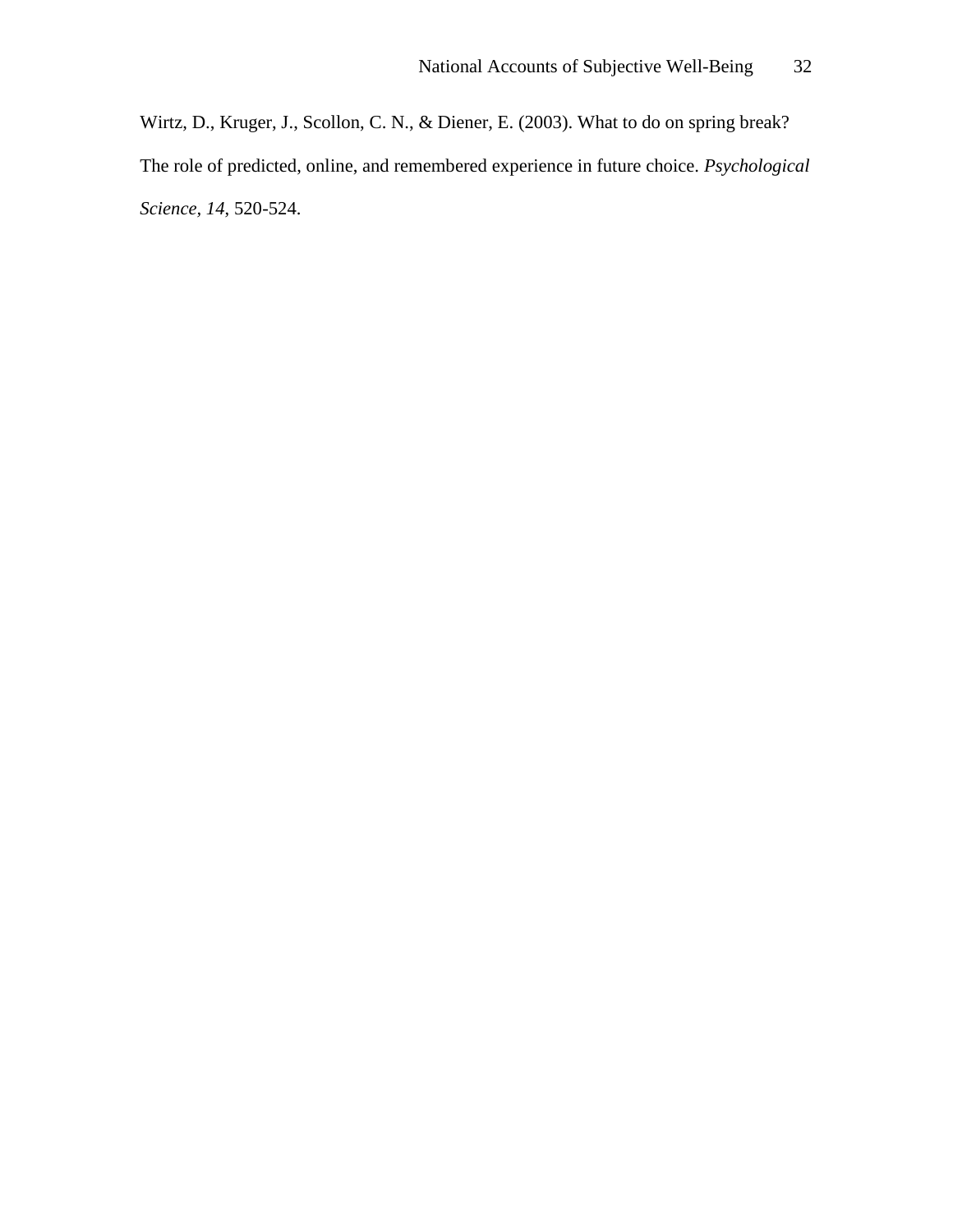Wirtz, D., Kruger, J., Scollon, C. N., & Diener, E. (2003). What to do on spring break? The role of predicted, online, and remembered experience in future choice. *Psychological Science*, *14*, 520-524.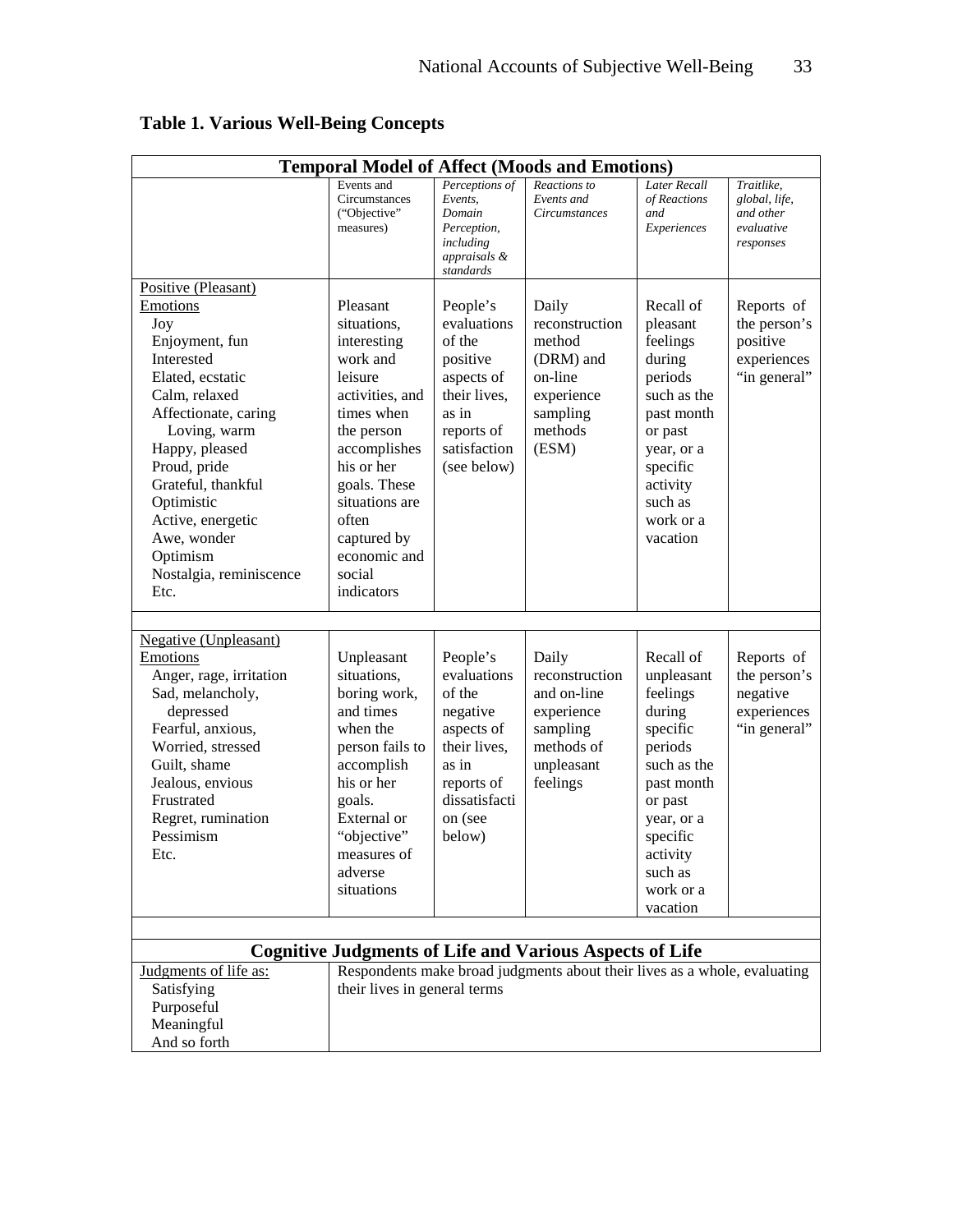**Table 1. Various Well-Being Concepts**

| Temporal Model of Affect (Moods and Emotions) | | | | | |
|---|---|---|---|---|---|
| | Events and Circumstances ("Objective" measures) | *Perceptions of Events, Domain Perception, including appraisals & standards* | *Reactions to Events and Circumstances* | *Later Recall of Reactions and Experiences* | *Traitlike, global, life, and other evaluative responses* |
| Positive (Pleasant) Emotions: Joy; Enjoyment, fun; Interested; Elated, ecstatic; Calm, relaxed; Affectionate, caring; Loving, warm; Happy, pleased; Proud, pride; Grateful, thankful; Optimistic; Active, energetic; Awe, wonder; Optimism; Nostalgia, reminiscence; Etc. | Pleasant situations, interesting work and leisure activities, and times when the person accomplishes his or her goals. These situations are often captured by economic and social indicators | People's evaluations of the positive aspects of their lives, as in reports of satisfaction (see below) | Daily reconstruction method (DRM) and on-line experience sampling methods (ESM) | Recall of pleasant feelings during periods such as the past month or past year, or a specific activity such as work or a vacation | Reports of the person's positive experiences "in general" |
| Negative (Unpleasant) Emotions: Anger, rage, irritation; Sad, melancholy, depressed; Fearful, anxious, Worried, stressed; Guilt, shame; Jealous, envious; Frustrated; Regret, rumination; Pessimism; Etc. | Unpleasant situations, boring work, and times when the person fails to accomplish his or her goals. External or "objective" measures of adverse situations | People's evaluations of the negative aspects of their lives, as in reports of dissatisfaction (see below) | Daily reconstruction and on-line experience sampling methods of unpleasant feelings | Recall of unpleasant feelings during specific periods such as the past month or past year, or a specific activity such as work or a vacation | Reports of the person's negative experiences "in general" |

| Cognitive Judgments of Life and Various Aspects of Life | |
|---|---|
| Judgments of life as: Satisfying; Purposeful; Meaningful; And so forth | Respondents make broad judgments about their lives as a whole, evaluating their lives in general terms |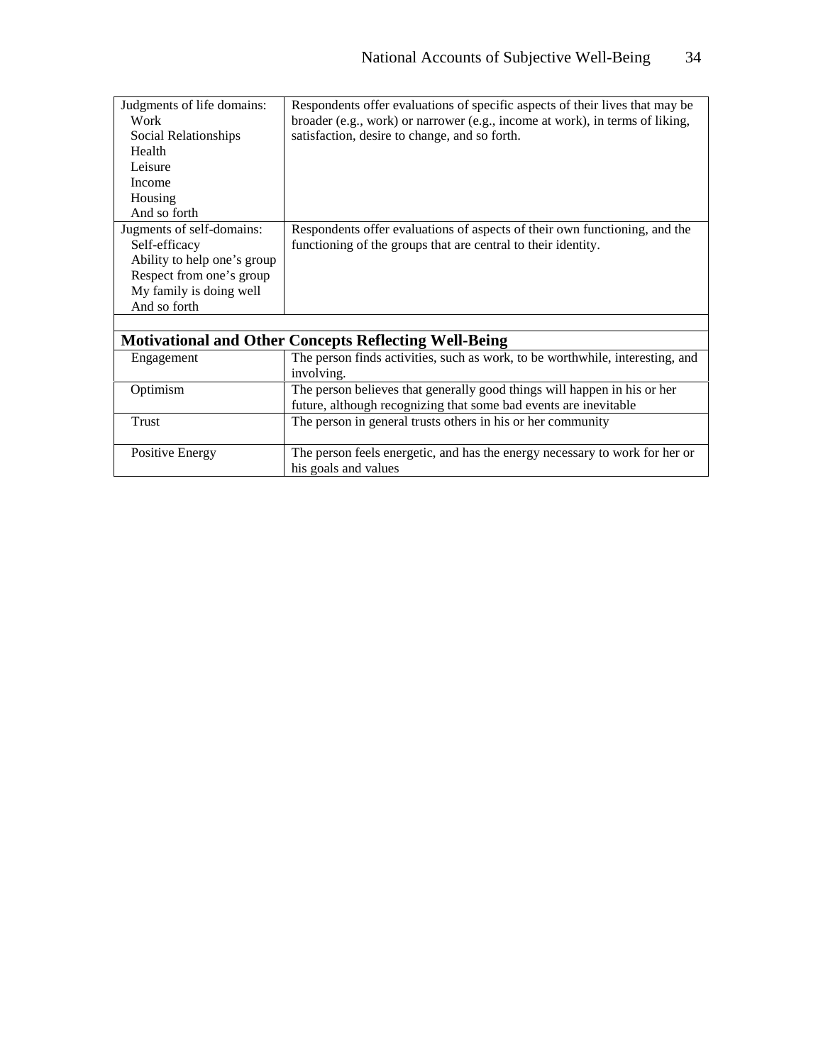| | |
|---|---|
| Judgments of life domains:<br>Work<br>Social Relationships<br>Health<br>Leisure<br>Income<br>Housing<br>And so forth | Respondents offer evaluations of specific aspects of their lives that may be broader (e.g., work) or narrower (e.g., income at work), in terms of liking, satisfaction, desire to change, and so forth. |
| Jugments of self-domains:<br>Self-efficacy<br>Ability to help one's group<br>Respect from one's group<br>My family is doing well<br>And so forth | Respondents offer evaluations of aspects of their own functioning, and the functioning of the groups that are central to their identity. |
| | |
| **Motivational and Other Concepts Reflecting Well-Being** | |
| Engagement | The person finds activities, such as work, to be worthwhile, interesting, and involving. |
| Optimism | The person believes that generally good things will happen in his or her future, although recognizing that some bad events are inevitable |
| Trust | The person in general trusts others in his or her community |
| Positive Energy | The person feels energetic, and has the energy necessary to work for her or his goals and values |